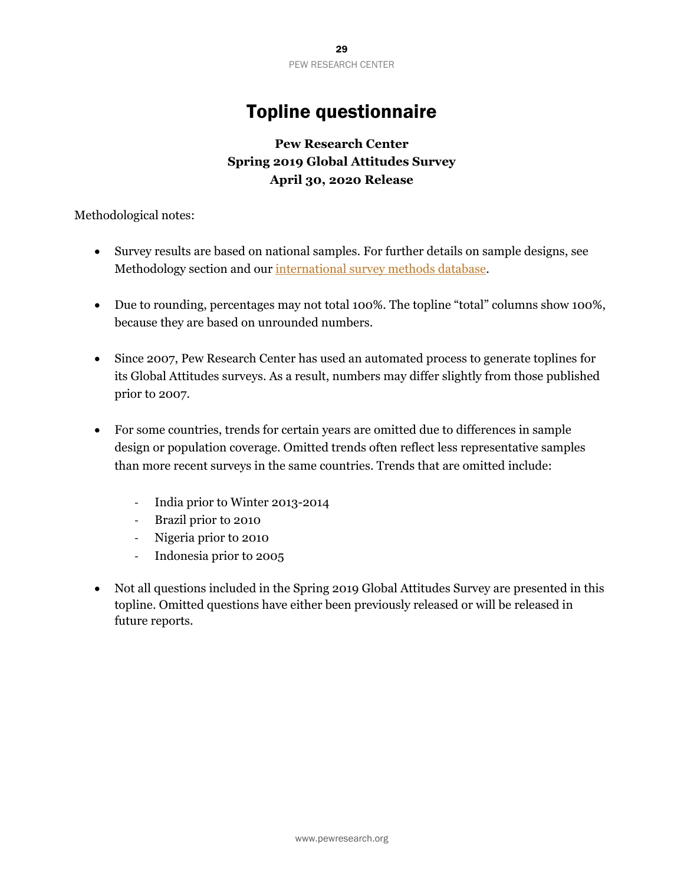# Topline questionnaire

**Pew Research Center**
**Spring 2019 Global Attitudes Survey**
**April 30, 2020 Release**

Methodological notes:

- Survey results are based on national samples. For further details on sample designs, see Methodology section and our international survey methods database.

- Due to rounding, percentages may not total 100%. The topline "total" columns show 100%, because they are based on unrounded numbers.

- Since 2007, Pew Research Center has used an automated process to generate toplines for its Global Attitudes surveys. As a result, numbers may differ slightly from those published prior to 2007.

- For some countries, trends for certain years are omitted due to differences in sample design or population coverage. Omitted trends often reflect less representative samples than more recent surveys in the same countries. Trends that are omitted include:

  - India prior to Winter 2013-2014
  - Brazil prior to 2010
  - Nigeria prior to 2010
  - Indonesia prior to 2005

- Not all questions included in the Spring 2019 Global Attitudes Survey are presented in this topline. Omitted questions have either been previously released or will be released in future reports.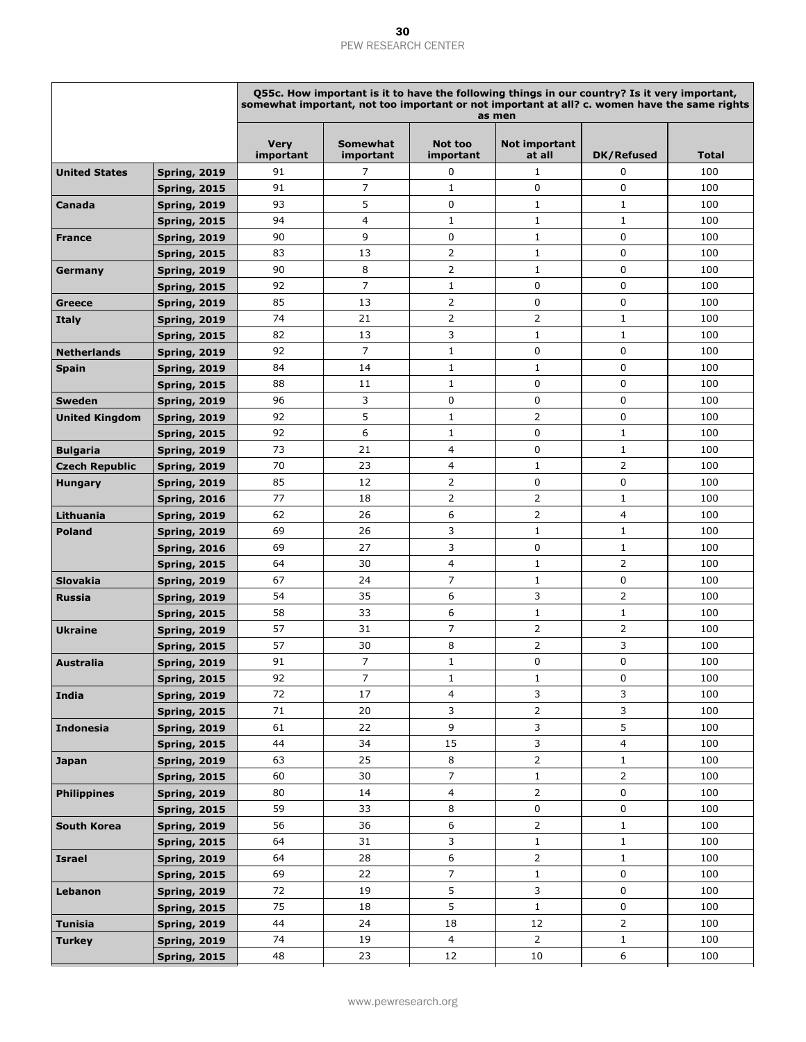| | | Q55c. How important is it to have the following things in our country? Is it very important, somewhat important, not too important or not important at all? c. women have the same rights as men | | | | | |
|---|---|---|---|---|---|---|---|
| | | Very important | Somewhat important | Not too important | Not important at all | DK/Refused | Total |
| **United States** | **Spring, 2019** | 91 | 7 | 0 | 1 | 0 | 100 |
| | **Spring, 2015** | 91 | 7 | 1 | 0 | 0 | 100 |
| **Canada** | **Spring, 2019** | 93 | 5 | 0 | 1 | 1 | 100 |
| | **Spring, 2015** | 94 | 4 | 1 | 1 | 1 | 100 |
| **France** | **Spring, 2019** | 90 | 9 | 0 | 1 | 0 | 100 |
| | **Spring, 2015** | 83 | 13 | 2 | 1 | 0 | 100 |
| **Germany** | **Spring, 2019** | 90 | 8 | 2 | 1 | 0 | 100 |
| | **Spring, 2015** | 92 | 7 | 1 | 0 | 0 | 100 |
| **Greece** | **Spring, 2019** | 85 | 13 | 2 | 0 | 0 | 100 |
| **Italy** | **Spring, 2019** | 74 | 21 | 2 | 2 | 1 | 100 |
| | **Spring, 2015** | 82 | 13 | 3 | 1 | 1 | 100 |
| **Netherlands** | **Spring, 2019** | 92 | 7 | 1 | 0 | 0 | 100 |
| **Spain** | **Spring, 2019** | 84 | 14 | 1 | 1 | 0 | 100 |
| | **Spring, 2015** | 88 | 11 | 1 | 0 | 0 | 100 |
| **Sweden** | **Spring, 2019** | 96 | 3 | 0 | 0 | 0 | 100 |
| **United Kingdom** | **Spring, 2019** | 92 | 5 | 1 | 2 | 0 | 100 |
| | **Spring, 2015** | 92 | 6 | 1 | 0 | 1 | 100 |
| **Bulgaria** | **Spring, 2019** | 73 | 21 | 4 | 0 | 1 | 100 |
| **Czech Republic** | **Spring, 2019** | 70 | 23 | 4 | 1 | 2 | 100 |
| **Hungary** | **Spring, 2019** | 85 | 12 | 2 | 0 | 0 | 100 |
| | **Spring, 2016** | 77 | 18 | 2 | 2 | 1 | 100 |
| **Lithuania** | **Spring, 2019** | 62 | 26 | 6 | 2 | 4 | 100 |
| **Poland** | **Spring, 2019** | 69 | 26 | 3 | 1 | 1 | 100 |
| | **Spring, 2016** | 69 | 27 | 3 | 0 | 1 | 100 |
| | **Spring, 2015** | 64 | 30 | 4 | 1 | 2 | 100 |
| **Slovakia** | **Spring, 2019** | 67 | 24 | 7 | 1 | 0 | 100 |
| **Russia** | **Spring, 2019** | 54 | 35 | 6 | 3 | 2 | 100 |
| | **Spring, 2015** | 58 | 33 | 6 | 1 | 1 | 100 |
| **Ukraine** | **Spring, 2019** | 57 | 31 | 7 | 2 | 2 | 100 |
| | **Spring, 2015** | 57 | 30 | 8 | 2 | 3 | 100 |
| **Australia** | **Spring, 2019** | 91 | 7 | 1 | 0 | 0 | 100 |
| | **Spring, 2015** | 92 | 7 | 1 | 1 | 0 | 100 |
| **India** | **Spring, 2019** | 72 | 17 | 4 | 3 | 3 | 100 |
| | **Spring, 2015** | 71 | 20 | 3 | 2 | 3 | 100 |
| **Indonesia** | **Spring, 2019** | 61 | 22 | 9 | 3 | 5 | 100 |
| | **Spring, 2015** | 44 | 34 | 15 | 3 | 4 | 100 |
| **Japan** | **Spring, 2019** | 63 | 25 | 8 | 2 | 1 | 100 |
| | **Spring, 2015** | 60 | 30 | 7 | 1 | 2 | 100 |
| **Philippines** | **Spring, 2019** | 80 | 14 | 4 | 2 | 0 | 100 |
| | **Spring, 2015** | 59 | 33 | 8 | 0 | 0 | 100 |
| **South Korea** | **Spring, 2019** | 56 | 36 | 6 | 2 | 1 | 100 |
| | **Spring, 2015** | 64 | 31 | 3 | 1 | 1 | 100 |
| **Israel** | **Spring, 2019** | 64 | 28 | 6 | 2 | 1 | 100 |
| | **Spring, 2015** | 69 | 22 | 7 | 1 | 0 | 100 |
| **Lebanon** | **Spring, 2019** | 72 | 19 | 5 | 3 | 0 | 100 |
| | **Spring, 2015** | 75 | 18 | 5 | 1 | 0 | 100 |
| **Tunisia** | **Spring, 2019** | 44 | 24 | 18 | 12 | 2 | 100 |
| **Turkey** | **Spring, 2019** | 74 | 19 | 4 | 2 | 1 | 100 |
| | **Spring, 2015** | 48 | 23 | 12 | 10 | 6 | 100 |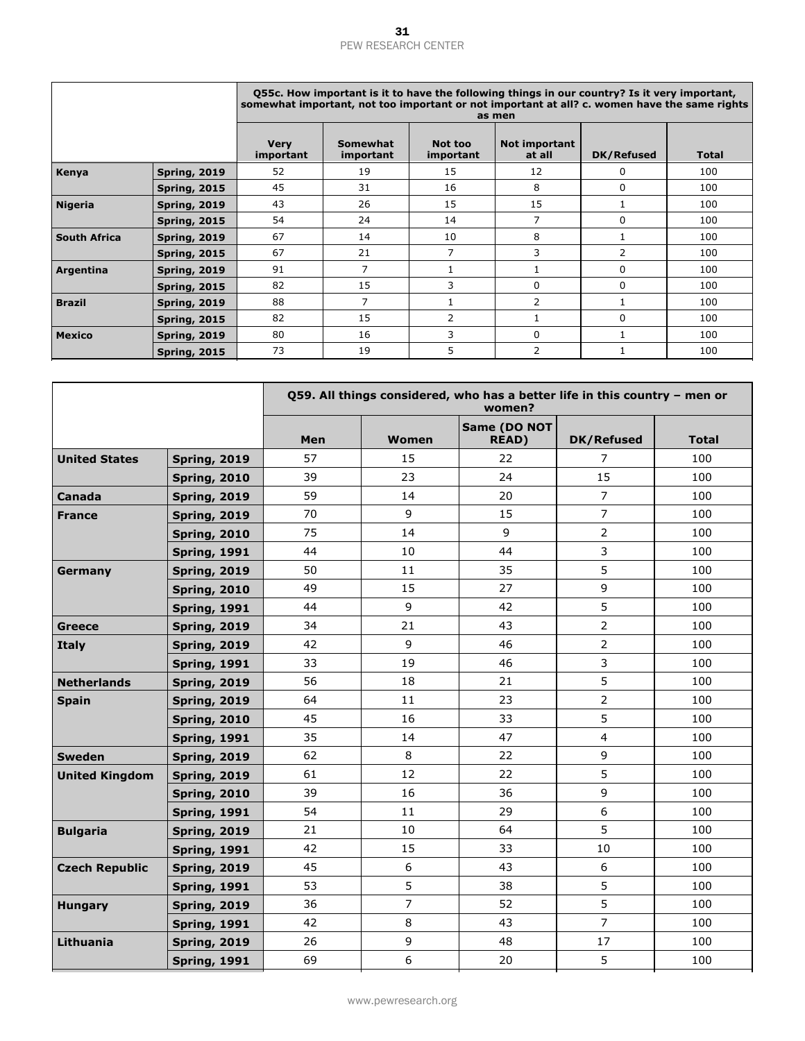| | | Q55c. How important is it to have the following things in our country? Is it very important, somewhat important, not too important or not important at all? c. women have the same rights as men | | | | | |
|---|---|---|---|---|---|---|---|
| | | Very important | Somewhat important | Not too important | Not important at all | DK/Refused | Total |
| Kenya | Spring, 2019 | 52 | 19 | 15 | 12 | 0 | 100 |
| | Spring, 2015 | 45 | 31 | 16 | 8 | 0 | 100 |
| Nigeria | Spring, 2019 | 43 | 26 | 15 | 15 | 1 | 100 |
| | Spring, 2015 | 54 | 24 | 14 | 7 | 0 | 100 |
| South Africa | Spring, 2019 | 67 | 14 | 10 | 8 | 1 | 100 |
| | Spring, 2015 | 67 | 21 | 7 | 3 | 2 | 100 |
| Argentina | Spring, 2019 | 91 | 7 | 1 | 1 | 0 | 100 |
| | Spring, 2015 | 82 | 15 | 3 | 0 | 0 | 100 |
| Brazil | Spring, 2019 | 88 | 7 | 1 | 2 | 1 | 100 |
| | Spring, 2015 | 82 | 15 | 2 | 1 | 0 | 100 |
| Mexico | Spring, 2019 | 80 | 16 | 3 | 0 | 1 | 100 |
| | Spring, 2015 | 73 | 19 | 5 | 2 | 1 | 100 |

| | | Q59. All things considered, who has a better life in this country – men or women? | | | | |
|---|---|---|---|---|---|---|
| | | Men | Women | Same (DO NOT READ) | DK/Refused | Total |
| United States | Spring, 2019 | 57 | 15 | 22 | 7 | 100 |
| | Spring, 2010 | 39 | 23 | 24 | 15 | 100 |
| Canada | Spring, 2019 | 59 | 14 | 20 | 7 | 100 |
| France | Spring, 2019 | 70 | 9 | 15 | 7 | 100 |
| | Spring, 2010 | 75 | 14 | 9 | 2 | 100 |
| | Spring, 1991 | 44 | 10 | 44 | 3 | 100 |
| Germany | Spring, 2019 | 50 | 11 | 35 | 5 | 100 |
| | Spring, 2010 | 49 | 15 | 27 | 9 | 100 |
| | Spring, 1991 | 44 | 9 | 42 | 5 | 100 |
| Greece | Spring, 2019 | 34 | 21 | 43 | 2 | 100 |
| Italy | Spring, 2019 | 42 | 9 | 46 | 2 | 100 |
| | Spring, 1991 | 33 | 19 | 46 | 3 | 100 |
| Netherlands | Spring, 2019 | 56 | 18 | 21 | 5 | 100 |
| Spain | Spring, 2019 | 64 | 11 | 23 | 2 | 100 |
| | Spring, 2010 | 45 | 16 | 33 | 5 | 100 |
| | Spring, 1991 | 35 | 14 | 47 | 4 | 100 |
| Sweden | Spring, 2019 | 62 | 8 | 22 | 9 | 100 |
| United Kingdom | Spring, 2019 | 61 | 12 | 22 | 5 | 100 |
| | Spring, 2010 | 39 | 16 | 36 | 9 | 100 |
| | Spring, 1991 | 54 | 11 | 29 | 6 | 100 |
| Bulgaria | Spring, 2019 | 21 | 10 | 64 | 5 | 100 |
| | Spring, 1991 | 42 | 15 | 33 | 10 | 100 |
| Czech Republic | Spring, 2019 | 45 | 6 | 43 | 6 | 100 |
| | Spring, 1991 | 53 | 5 | 38 | 5 | 100 |
| Hungary | Spring, 2019 | 36 | 7 | 52 | 5 | 100 |
| | Spring, 1991 | 42 | 8 | 43 | 7 | 100 |
| Lithuania | Spring, 2019 | 26 | 9 | 48 | 17 | 100 |
| | Spring, 1991 | 69 | 6 | 20 | 5 | 100 |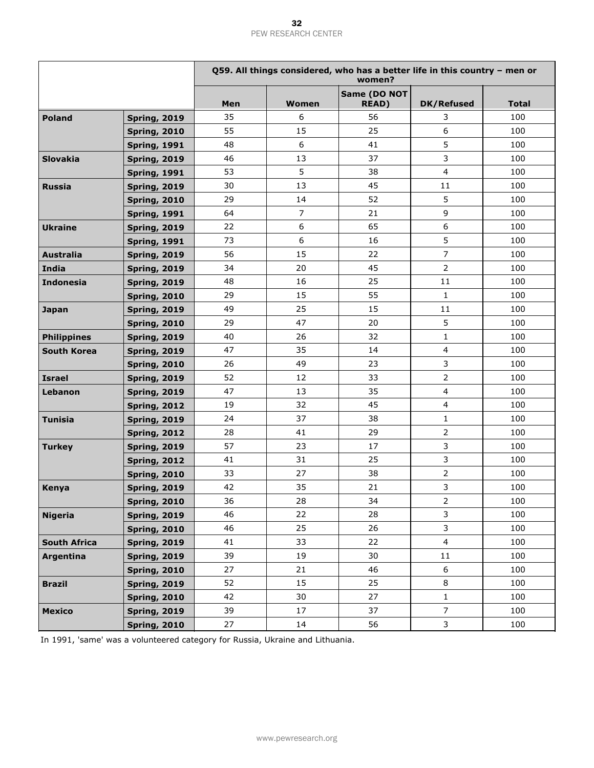| | | Q59. All things considered, who has a better life in this country – men or women? | | | | |
|---|---|---|---|---|---|---|
| | | **Men** | **Women** | **Same (DO NOT READ)** | **DK/Refused** | **Total** |
| **Poland** | **Spring, 2019** | 35 | 6 | 56 | 3 | 100 |
| | **Spring, 2010** | 55 | 15 | 25 | 6 | 100 |
| | **Spring, 1991** | 48 | 6 | 41 | 5 | 100 |
| **Slovakia** | **Spring, 2019** | 46 | 13 | 37 | 3 | 100 |
| | **Spring, 1991** | 53 | 5 | 38 | 4 | 100 |
| **Russia** | **Spring, 2019** | 30 | 13 | 45 | 11 | 100 |
| | **Spring, 2010** | 29 | 14 | 52 | 5 | 100 |
| | **Spring, 1991** | 64 | 7 | 21 | 9 | 100 |
| **Ukraine** | **Spring, 2019** | 22 | 6 | 65 | 6 | 100 |
| | **Spring, 1991** | 73 | 6 | 16 | 5 | 100 |
| **Australia** | **Spring, 2019** | 56 | 15 | 22 | 7 | 100 |
| **India** | **Spring, 2019** | 34 | 20 | 45 | 2 | 100 |
| **Indonesia** | **Spring, 2019** | 48 | 16 | 25 | 11 | 100 |
| | **Spring, 2010** | 29 | 15 | 55 | 1 | 100 |
| **Japan** | **Spring, 2019** | 49 | 25 | 15 | 11 | 100 |
| | **Spring, 2010** | 29 | 47 | 20 | 5 | 100 |
| **Philippines** | **Spring, 2019** | 40 | 26 | 32 | 1 | 100 |
| **South Korea** | **Spring, 2019** | 47 | 35 | 14 | 4 | 100 |
| | **Spring, 2010** | 26 | 49 | 23 | 3 | 100 |
| **Israel** | **Spring, 2019** | 52 | 12 | 33 | 2 | 100 |
| **Lebanon** | **Spring, 2019** | 47 | 13 | 35 | 4 | 100 |
| | **Spring, 2012** | 19 | 32 | 45 | 4 | 100 |
| **Tunisia** | **Spring, 2019** | 24 | 37 | 38 | 1 | 100 |
| | **Spring, 2012** | 28 | 41 | 29 | 2 | 100 |
| **Turkey** | **Spring, 2019** | 57 | 23 | 17 | 3 | 100 |
| | **Spring, 2012** | 41 | 31 | 25 | 3 | 100 |
| | **Spring, 2010** | 33 | 27 | 38 | 2 | 100 |
| **Kenya** | **Spring, 2019** | 42 | 35 | 21 | 3 | 100 |
| | **Spring, 2010** | 36 | 28 | 34 | 2 | 100 |
| **Nigeria** | **Spring, 2019** | 46 | 22 | 28 | 3 | 100 |
| | **Spring, 2010** | 46 | 25 | 26 | 3 | 100 |
| **South Africa** | **Spring, 2019** | 41 | 33 | 22 | 4 | 100 |
| **Argentina** | **Spring, 2019** | 39 | 19 | 30 | 11 | 100 |
| | **Spring, 2010** | 27 | 21 | 46 | 6 | 100 |
| **Brazil** | **Spring, 2019** | 52 | 15 | 25 | 8 | 100 |
| | **Spring, 2010** | 42 | 30 | 27 | 1 | 100 |
| **Mexico** | **Spring, 2019** | 39 | 17 | 37 | 7 | 100 |
| | **Spring, 2010** | 27 | 14 | 56 | 3 | 100 |

In 1991, 'same' was a volunteered category for Russia, Ukraine and Lithuania.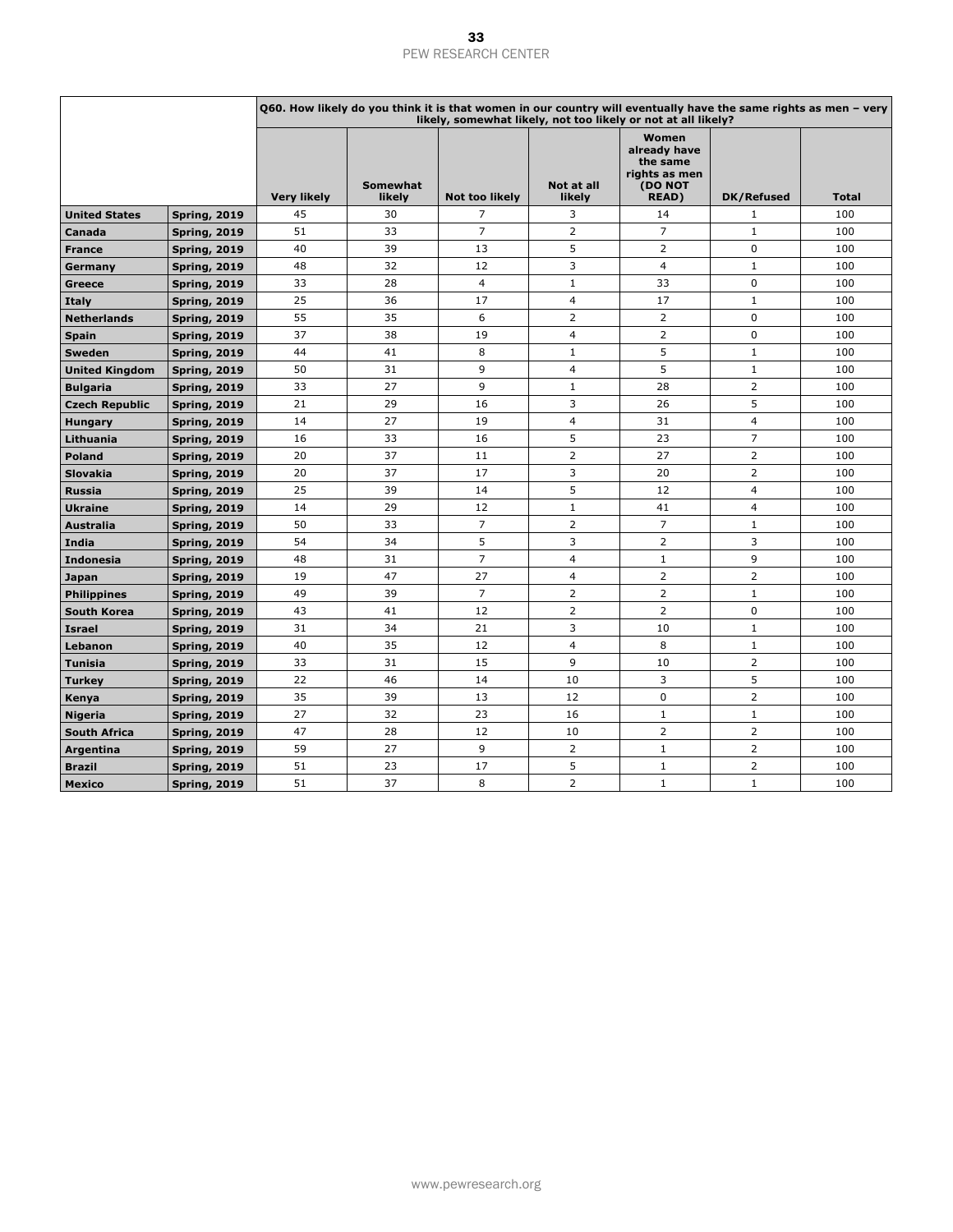| | | Q60. How likely do you think it is that women in our country will eventually have the same rights as men – very likely, somewhat likely, not too likely or not at all likely? | | | | | | |
|---|---|---|---|---|---|---|---|---|
| | | Very likely | Somewhat likely | Not too likely | Not at all likely | Women already have the same rights as men (DO NOT READ) | DK/Refused | Total |
| **United States** | **Spring, 2019** | 45 | 30 | 7 | 3 | 14 | 1 | 100 |
| **Canada** | **Spring, 2019** | 51 | 33 | 7 | 2 | 7 | 1 | 100 |
| **France** | **Spring, 2019** | 40 | 39 | 13 | 5 | 2 | 0 | 100 |
| **Germany** | **Spring, 2019** | 48 | 32 | 12 | 3 | 4 | 1 | 100 |
| **Greece** | **Spring, 2019** | 33 | 28 | 4 | 1 | 33 | 0 | 100 |
| **Italy** | **Spring, 2019** | 25 | 36 | 17 | 4 | 17 | 1 | 100 |
| **Netherlands** | **Spring, 2019** | 55 | 35 | 6 | 2 | 2 | 0 | 100 |
| **Spain** | **Spring, 2019** | 37 | 38 | 19 | 4 | 2 | 0 | 100 |
| **Sweden** | **Spring, 2019** | 44 | 41 | 8 | 1 | 5 | 1 | 100 |
| **United Kingdom** | **Spring, 2019** | 50 | 31 | 9 | 4 | 5 | 1 | 100 |
| **Bulgaria** | **Spring, 2019** | 33 | 27 | 9 | 1 | 28 | 2 | 100 |
| **Czech Republic** | **Spring, 2019** | 21 | 29 | 16 | 3 | 26 | 5 | 100 |
| **Hungary** | **Spring, 2019** | 14 | 27 | 19 | 4 | 31 | 4 | 100 |
| **Lithuania** | **Spring, 2019** | 16 | 33 | 16 | 5 | 23 | 7 | 100 |
| **Poland** | **Spring, 2019** | 20 | 37 | 11 | 2 | 27 | 2 | 100 |
| **Slovakia** | **Spring, 2019** | 20 | 37 | 17 | 3 | 20 | 2 | 100 |
| **Russia** | **Spring, 2019** | 25 | 39 | 14 | 5 | 12 | 4 | 100 |
| **Ukraine** | **Spring, 2019** | 14 | 29 | 12 | 1 | 41 | 4 | 100 |
| **Australia** | **Spring, 2019** | 50 | 33 | 7 | 2 | 7 | 1 | 100 |
| **India** | **Spring, 2019** | 54 | 34 | 5 | 3 | 2 | 3 | 100 |
| **Indonesia** | **Spring, 2019** | 48 | 31 | 7 | 4 | 1 | 9 | 100 |
| **Japan** | **Spring, 2019** | 19 | 47 | 27 | 4 | 2 | 2 | 100 |
| **Philippines** | **Spring, 2019** | 49 | 39 | 7 | 2 | 2 | 1 | 100 |
| **South Korea** | **Spring, 2019** | 43 | 41 | 12 | 2 | 2 | 0 | 100 |
| **Israel** | **Spring, 2019** | 31 | 34 | 21 | 3 | 10 | 1 | 100 |
| **Lebanon** | **Spring, 2019** | 40 | 35 | 12 | 4 | 8 | 1 | 100 |
| **Tunisia** | **Spring, 2019** | 33 | 31 | 15 | 9 | 10 | 2 | 100 |
| **Turkey** | **Spring, 2019** | 22 | 46 | 14 | 10 | 3 | 5 | 100 |
| **Kenya** | **Spring, 2019** | 35 | 39 | 13 | 12 | 0 | 2 | 100 |
| **Nigeria** | **Spring, 2019** | 27 | 32 | 23 | 16 | 1 | 1 | 100 |
| **South Africa** | **Spring, 2019** | 47 | 28 | 12 | 10 | 2 | 2 | 100 |
| **Argentina** | **Spring, 2019** | 59 | 27 | 9 | 2 | 1 | 2 | 100 |
| **Brazil** | **Spring, 2019** | 51 | 23 | 17 | 5 | 1 | 2 | 100 |
| **Mexico** | **Spring, 2019** | 51 | 37 | 8 | 2 | 1 | 1 | 100 |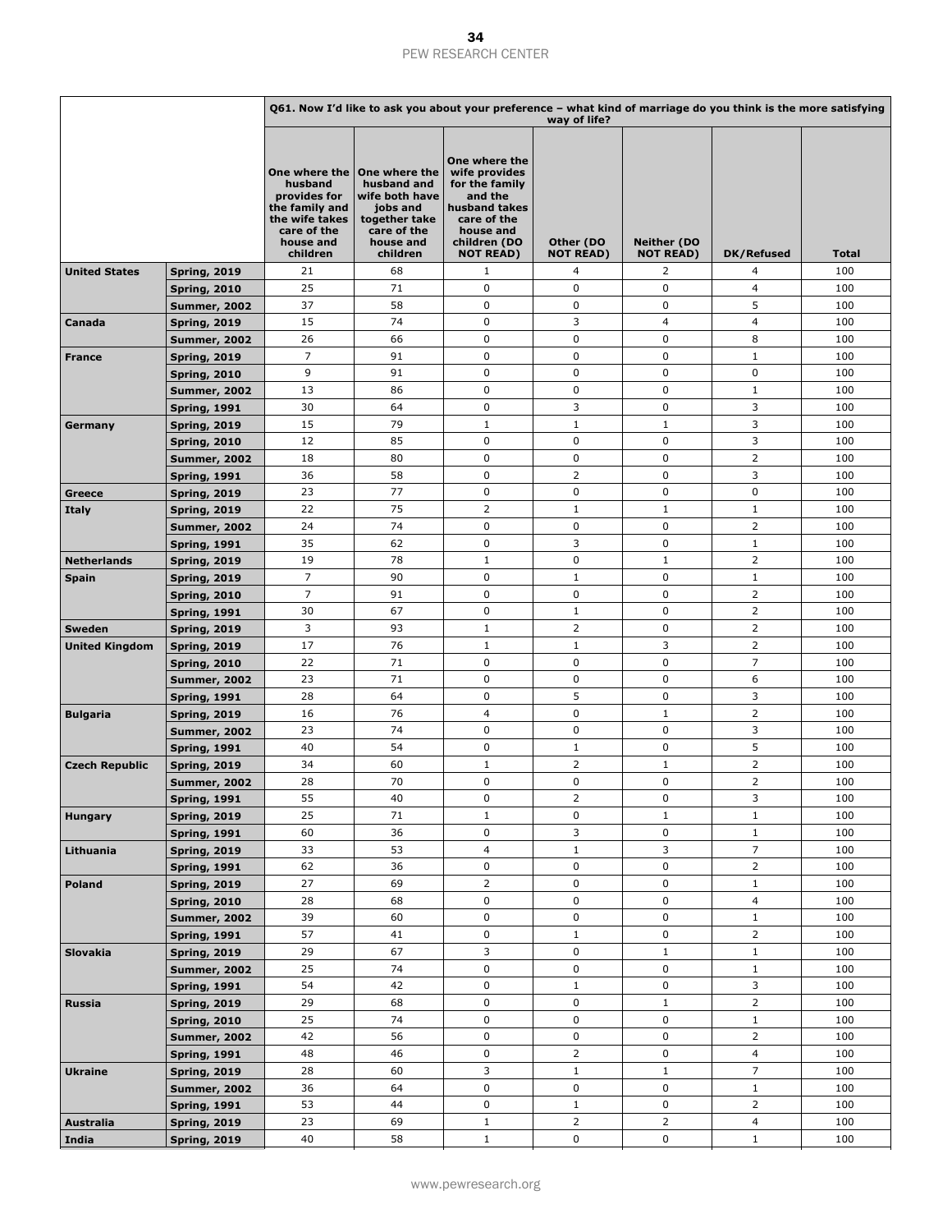| | | Q61. Now I'd like to ask you about your preference – what kind of marriage do you think is the more satisfying way of life? | | | | | | |
|---|---|---|---|---|---|---|---|---|
| | | One where the husband provides for the family and the wife takes care of the house and children | One where the husband and wife both have jobs and together take care of the house and children | One where the wife provides for the family and the husband takes care of the house and children (DO NOT READ) | Other (DO NOT READ) | Neither (DO NOT READ) | DK/Refused | Total |
| **United States** | **Spring, 2019** | 21 | 68 | 1 | 4 | 2 | 4 | 100 |
| | **Spring, 2010** | 25 | 71 | 0 | 0 | 0 | 4 | 100 |
| | **Summer, 2002** | 37 | 58 | 0 | 0 | 0 | 5 | 100 |
| **Canada** | **Spring, 2019** | 15 | 74 | 0 | 3 | 4 | 4 | 100 |
| | **Summer, 2002** | 26 | 66 | 0 | 0 | 0 | 8 | 100 |
| **France** | **Spring, 2019** | 7 | 91 | 0 | 0 | 0 | 1 | 100 |
| | **Spring, 2010** | 9 | 91 | 0 | 0 | 0 | 0 | 100 |
| | **Summer, 2002** | 13 | 86 | 0 | 0 | 0 | 1 | 100 |
| | **Spring, 1991** | 30 | 64 | 0 | 3 | 0 | 3 | 100 |
| **Germany** | **Spring, 2019** | 15 | 79 | 1 | 1 | 1 | 3 | 100 |
| | **Spring, 2010** | 12 | 85 | 0 | 0 | 0 | 3 | 100 |
| | **Summer, 2002** | 18 | 80 | 0 | 0 | 0 | 2 | 100 |
| | **Spring, 1991** | 36 | 58 | 0 | 2 | 0 | 3 | 100 |
| **Greece** | **Spring, 2019** | 23 | 77 | 0 | 0 | 0 | 0 | 100 |
| **Italy** | **Spring, 2019** | 22 | 75 | 2 | 1 | 1 | 1 | 100 |
| | **Summer, 2002** | 24 | 74 | 0 | 0 | 0 | 2 | 100 |
| | **Spring, 1991** | 35 | 62 | 0 | 3 | 0 | 1 | 100 |
| **Netherlands** | **Spring, 2019** | 19 | 78 | 1 | 0 | 1 | 2 | 100 |
| **Spain** | **Spring, 2019** | 7 | 90 | 0 | 1 | 0 | 1 | 100 |
| | **Spring, 2010** | 7 | 91 | 0 | 0 | 0 | 2 | 100 |
| | **Spring, 1991** | 30 | 67 | 0 | 1 | 0 | 2 | 100 |
| **Sweden** | **Spring, 2019** | 3 | 93 | 1 | 2 | 0 | 2 | 100 |
| **United Kingdom** | **Spring, 2019** | 17 | 76 | 1 | 1 | 3 | 2 | 100 |
| | **Spring, 2010** | 22 | 71 | 0 | 0 | 0 | 7 | 100 |
| | **Summer, 2002** | 23 | 71 | 0 | 0 | 0 | 6 | 100 |
| | **Spring, 1991** | 28 | 64 | 0 | 5 | 0 | 3 | 100 |
| **Bulgaria** | **Spring, 2019** | 16 | 76 | 4 | 0 | 1 | 2 | 100 |
| | **Summer, 2002** | 23 | 74 | 0 | 0 | 0 | 3 | 100 |
| | **Spring, 1991** | 40 | 54 | 0 | 1 | 0 | 5 | 100 |
| **Czech Republic** | **Spring, 2019** | 34 | 60 | 1 | 2 | 1 | 2 | 100 |
| | **Summer, 2002** | 28 | 70 | 0 | 0 | 0 | 2 | 100 |
| | **Spring, 1991** | 55 | 40 | 0 | 2 | 0 | 3 | 100 |
| **Hungary** | **Spring, 2019** | 25 | 71 | 1 | 0 | 1 | 1 | 100 |
| | **Spring, 1991** | 60 | 36 | 0 | 3 | 0 | 1 | 100 |
| **Lithuania** | **Spring, 2019** | 33 | 53 | 4 | 1 | 3 | 7 | 100 |
| | **Spring, 1991** | 62 | 36 | 0 | 0 | 0 | 2 | 100 |
| **Poland** | **Spring, 2019** | 27 | 69 | 2 | 0 | 0 | 1 | 100 |
| | **Spring, 2010** | 28 | 68 | 0 | 0 | 0 | 4 | 100 |
| | **Summer, 2002** | 39 | 60 | 0 | 0 | 0 | 1 | 100 |
| | **Spring, 1991** | 57 | 41 | 0 | 1 | 0 | 2 | 100 |
| **Slovakia** | **Spring, 2019** | 29 | 67 | 3 | 0 | 1 | 1 | 100 |
| | **Summer, 2002** | 25 | 74 | 0 | 0 | 0 | 1 | 100 |
| | **Spring, 1991** | 54 | 42 | 0 | 1 | 0 | 3 | 100 |
| **Russia** | **Spring, 2019** | 29 | 68 | 0 | 0 | 1 | 2 | 100 |
| | **Spring, 2010** | 25 | 74 | 0 | 0 | 0 | 1 | 100 |
| | **Summer, 2002** | 42 | 56 | 0 | 0 | 0 | 2 | 100 |
| | **Spring, 1991** | 48 | 46 | 0 | 2 | 0 | 4 | 100 |
| **Ukraine** | **Spring, 2019** | 28 | 60 | 3 | 1 | 1 | 7 | 100 |
| | **Summer, 2002** | 36 | 64 | 0 | 0 | 0 | 1 | 100 |
| | **Spring, 1991** | 53 | 44 | 0 | 1 | 0 | 2 | 100 |
| **Australia** | **Spring, 2019** | 23 | 69 | 1 | 2 | 2 | 4 | 100 |
| **India** | **Spring, 2019** | 40 | 58 | 1 | 0 | 0 | 1 | 100 |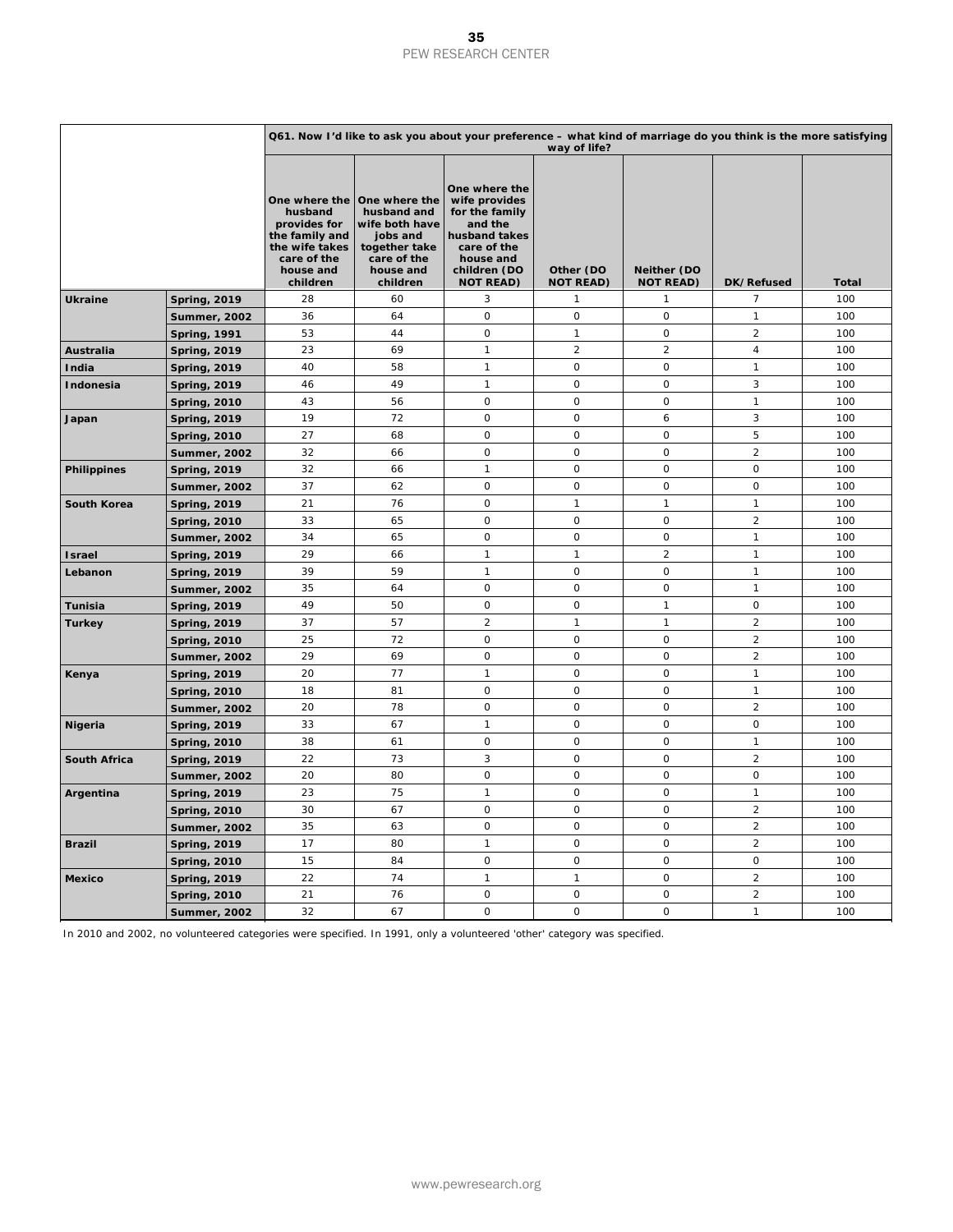| | | Q61. Now I'd like to ask you about your preference – what kind of marriage do you think is the more satisfying way of life? | | | | | | |
|---|---|---|---|---|---|---|---|---|
| | | One where the husband provides for the family and the wife takes care of the house and children | One where the husband and wife both have jobs and together take care of the house and children | One where the wife provides for the family and the husband takes care of the house and children (DO NOT READ) | Other (DO NOT READ) | Neither (DO NOT READ) | DK/Refused | Total |
| **Ukraine** | **Spring, 2019** | 28 | 60 | 3 | 1 | 1 | 7 | 100 |
| | **Summer, 2002** | 36 | 64 | 0 | 0 | 0 | 1 | 100 |
| | **Spring, 1991** | 53 | 44 | 0 | 1 | 0 | 2 | 100 |
| **Australia** | **Spring, 2019** | 23 | 69 | 1 | 2 | 2 | 4 | 100 |
| **India** | **Spring, 2019** | 40 | 58 | 1 | 0 | 0 | 1 | 100 |
| **Indonesia** | **Spring, 2019** | 46 | 49 | 1 | 0 | 0 | 3 | 100 |
| | **Spring, 2010** | 43 | 56 | 0 | 0 | 0 | 1 | 100 |
| **Japan** | **Spring, 2019** | 19 | 72 | 0 | 0 | 6 | 3 | 100 |
| | **Spring, 2010** | 27 | 68 | 0 | 0 | 0 | 5 | 100 |
| | **Summer, 2002** | 32 | 66 | 0 | 0 | 0 | 2 | 100 |
| **Philippines** | **Spring, 2019** | 32 | 66 | 1 | 0 | 0 | 0 | 100 |
| | **Summer, 2002** | 37 | 62 | 0 | 0 | 0 | 0 | 100 |
| **South Korea** | **Spring, 2019** | 21 | 76 | 0 | 1 | 1 | 1 | 100 |
| | **Spring, 2010** | 33 | 65 | 0 | 0 | 0 | 2 | 100 |
| | **Summer, 2002** | 34 | 65 | 0 | 0 | 0 | 1 | 100 |
| **Israel** | **Spring, 2019** | 29 | 66 | 1 | 1 | 2 | 1 | 100 |
| **Lebanon** | **Spring, 2019** | 39 | 59 | 1 | 0 | 0 | 1 | 100 |
| | **Summer, 2002** | 35 | 64 | 0 | 0 | 0 | 1 | 100 |
| **Tunisia** | **Spring, 2019** | 49 | 50 | 0 | 0 | 1 | 0 | 100 |
| **Turkey** | **Spring, 2019** | 37 | 57 | 2 | 1 | 1 | 2 | 100 |
| | **Spring, 2010** | 25 | 72 | 0 | 0 | 0 | 2 | 100 |
| | **Summer, 2002** | 29 | 69 | 0 | 0 | 0 | 2 | 100 |
| **Kenya** | **Spring, 2019** | 20 | 77 | 1 | 0 | 0 | 1 | 100 |
| | **Spring, 2010** | 18 | 81 | 0 | 0 | 0 | 1 | 100 |
| | **Summer, 2002** | 20 | 78 | 0 | 0 | 0 | 2 | 100 |
| **Nigeria** | **Spring, 2019** | 33 | 67 | 1 | 0 | 0 | 0 | 100 |
| | **Spring, 2010** | 38 | 61 | 0 | 0 | 0 | 1 | 100 |
| **South Africa** | **Spring, 2019** | 22 | 73 | 3 | 0 | 0 | 2 | 100 |
| | **Summer, 2002** | 20 | 80 | 0 | 0 | 0 | 0 | 100 |
| **Argentina** | **Spring, 2019** | 23 | 75 | 1 | 0 | 0 | 1 | 100 |
| | **Spring, 2010** | 30 | 67 | 0 | 0 | 0 | 2 | 100 |
| | **Summer, 2002** | 35 | 63 | 0 | 0 | 0 | 2 | 100 |
| **Brazil** | **Spring, 2019** | 17 | 80 | 1 | 0 | 0 | 2 | 100 |
| | **Spring, 2010** | 15 | 84 | 0 | 0 | 0 | 0 | 100 |
| **Mexico** | **Spring, 2019** | 22 | 74 | 1 | 1 | 0 | 2 | 100 |
| | **Spring, 2010** | 21 | 76 | 0 | 0 | 0 | 2 | 100 |
| | **Summer, 2002** | 32 | 67 | 0 | 0 | 0 | 1 | 100 |

In 2010 and 2002, no volunteered categories were specified. In 1991, only a volunteered 'other' category was specified.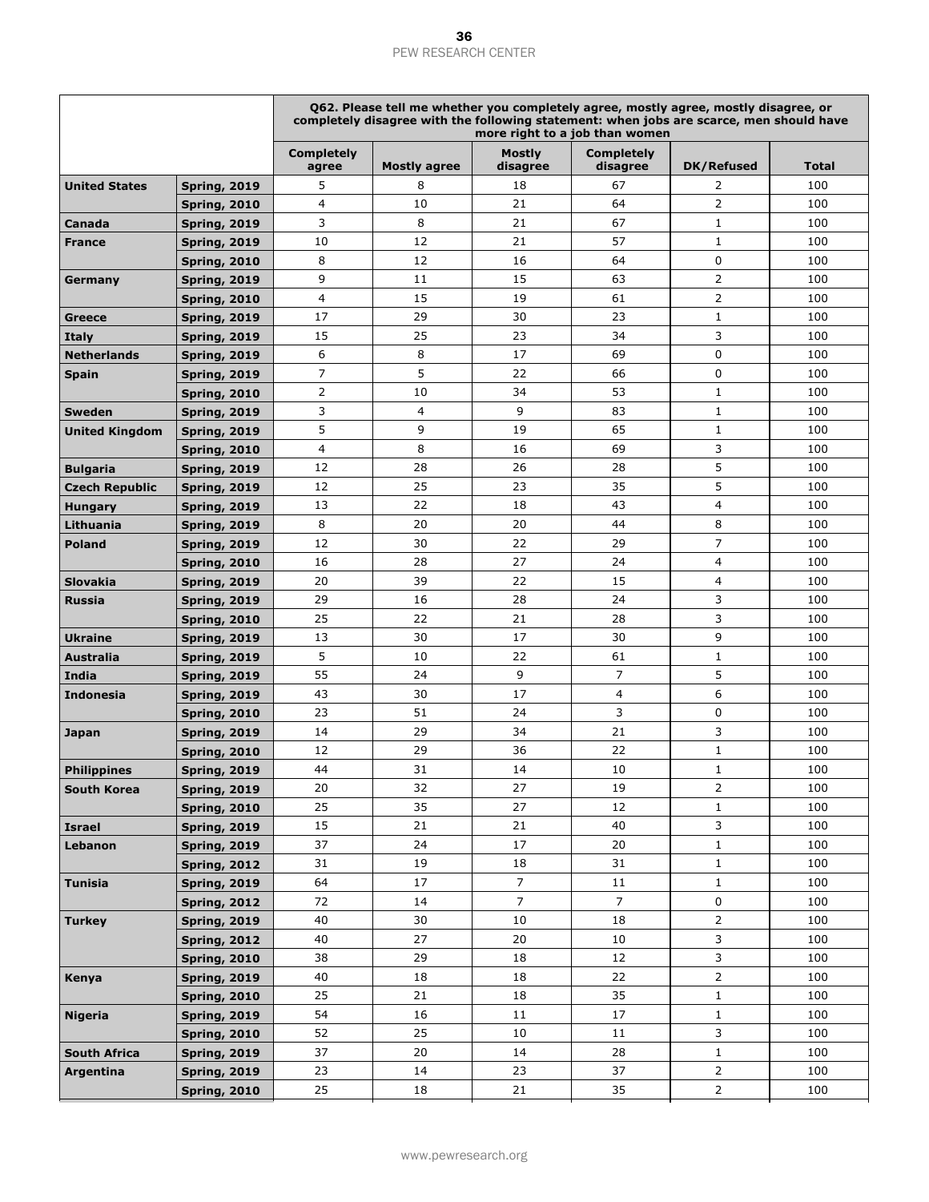| | | Q62. Please tell me whether you completely agree, mostly agree, mostly disagree, or completely disagree with the following statement: when jobs are scarce, men should have more right to a job than women | | | | | |
|---|---|---|---|---|---|---|---|
| | | Completely agree | Mostly agree | Mostly disagree | Completely disagree | DK/Refused | Total |
| **United States** | **Spring, 2019** | 5 | 8 | 18 | 67 | 2 | 100 |
| | **Spring, 2010** | 4 | 10 | 21 | 64 | 2 | 100 |
| **Canada** | **Spring, 2019** | 3 | 8 | 21 | 67 | 1 | 100 |
| **France** | **Spring, 2019** | 10 | 12 | 21 | 57 | 1 | 100 |
| | **Spring, 2010** | 8 | 12 | 16 | 64 | 0 | 100 |
| **Germany** | **Spring, 2019** | 9 | 11 | 15 | 63 | 2 | 100 |
| | **Spring, 2010** | 4 | 15 | 19 | 61 | 2 | 100 |
| **Greece** | **Spring, 2019** | 17 | 29 | 30 | 23 | 1 | 100 |
| **Italy** | **Spring, 2019** | 15 | 25 | 23 | 34 | 3 | 100 |
| **Netherlands** | **Spring, 2019** | 6 | 8 | 17 | 69 | 0 | 100 |
| **Spain** | **Spring, 2019** | 7 | 5 | 22 | 66 | 0 | 100 |
| | **Spring, 2010** | 2 | 10 | 34 | 53 | 1 | 100 |
| **Sweden** | **Spring, 2019** | 3 | 4 | 9 | 83 | 1 | 100 |
| **United Kingdom** | **Spring, 2019** | 5 | 9 | 19 | 65 | 1 | 100 |
| | **Spring, 2010** | 4 | 8 | 16 | 69 | 3 | 100 |
| **Bulgaria** | **Spring, 2019** | 12 | 28 | 26 | 28 | 5 | 100 |
| **Czech Republic** | **Spring, 2019** | 12 | 25 | 23 | 35 | 5 | 100 |
| **Hungary** | **Spring, 2019** | 13 | 22 | 18 | 43 | 4 | 100 |
| **Lithuania** | **Spring, 2019** | 8 | 20 | 20 | 44 | 8 | 100 |
| **Poland** | **Spring, 2019** | 12 | 30 | 22 | 29 | 7 | 100 |
| | **Spring, 2010** | 16 | 28 | 27 | 24 | 4 | 100 |
| **Slovakia** | **Spring, 2019** | 20 | 39 | 22 | 15 | 4 | 100 |
| **Russia** | **Spring, 2019** | 29 | 16 | 28 | 24 | 3 | 100 |
| | **Spring, 2010** | 25 | 22 | 21 | 28 | 3 | 100 |
| **Ukraine** | **Spring, 2019** | 13 | 30 | 17 | 30 | 9 | 100 |
| **Australia** | **Spring, 2019** | 5 | 10 | 22 | 61 | 1 | 100 |
| **India** | **Spring, 2019** | 55 | 24 | 9 | 7 | 5 | 100 |
| **Indonesia** | **Spring, 2019** | 43 | 30 | 17 | 4 | 6 | 100 |
| | **Spring, 2010** | 23 | 51 | 24 | 3 | 0 | 100 |
| **Japan** | **Spring, 2019** | 14 | 29 | 34 | 21 | 3 | 100 |
| | **Spring, 2010** | 12 | 29 | 36 | 22 | 1 | 100 |
| **Philippines** | **Spring, 2019** | 44 | 31 | 14 | 10 | 1 | 100 |
| **South Korea** | **Spring, 2019** | 20 | 32 | 27 | 19 | 2 | 100 |
| | **Spring, 2010** | 25 | 35 | 27 | 12 | 1 | 100 |
| **Israel** | **Spring, 2019** | 15 | 21 | 21 | 40 | 3 | 100 |
| **Lebanon** | **Spring, 2019** | 37 | 24 | 17 | 20 | 1 | 100 |
| | **Spring, 2012** | 31 | 19 | 18 | 31 | 1 | 100 |
| **Tunisia** | **Spring, 2019** | 64 | 17 | 7 | 11 | 1 | 100 |
| | **Spring, 2012** | 72 | 14 | 7 | 7 | 0 | 100 |
| **Turkey** | **Spring, 2019** | 40 | 30 | 10 | 18 | 2 | 100 |
| | **Spring, 2012** | 40 | 27 | 20 | 10 | 3 | 100 |
| | **Spring, 2010** | 38 | 29 | 18 | 12 | 3 | 100 |
| **Kenya** | **Spring, 2019** | 40 | 18 | 18 | 22 | 2 | 100 |
| | **Spring, 2010** | 25 | 21 | 18 | 35 | 1 | 100 |
| **Nigeria** | **Spring, 2019** | 54 | 16 | 11 | 17 | 1 | 100 |
| | **Spring, 2010** | 52 | 25 | 10 | 11 | 3 | 100 |
| **South Africa** | **Spring, 2019** | 37 | 20 | 14 | 28 | 1 | 100 |
| **Argentina** | **Spring, 2019** | 23 | 14 | 23 | 37 | 2 | 100 |
| | **Spring, 2010** | 25 | 18 | 21 | 35 | 2 | 100 |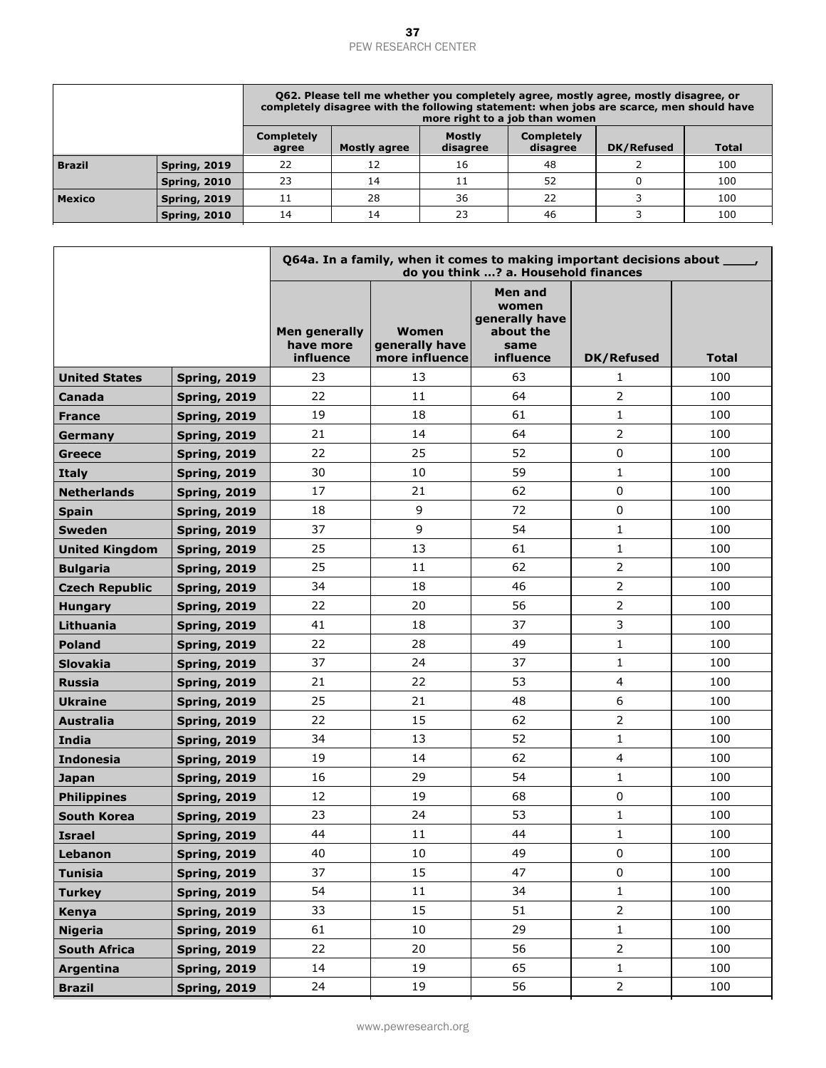| | | Q62. Please tell me whether you completely agree, mostly agree, mostly disagree, or completely disagree with the following statement: when jobs are scarce, men should have more right to a job than women | | | | | |
|---|---|---|---|---|---|---|---|
| | | Completely agree | Mostly agree | Mostly disagree | Completely disagree | DK/Refused | Total |
| **Brazil** | **Spring, 2019** | 22 | 12 | 16 | 48 | 2 | 100 |
| | **Spring, 2010** | 23 | 14 | 11 | 52 | 0 | 100 |
| **Mexico** | **Spring, 2019** | 11 | 28 | 36 | 22 | 3 | 100 |
| | **Spring, 2010** | 14 | 14 | 23 | 46 | 3 | 100 |

| | | Q64a. In a family, when it comes to making important decisions about ____, do you think ...? a. Household finances | | | | |
|---|---|---|---|---|---|---|
| | | Men generally have more influence | Women generally have more influence | Men and women generally have about the same influence | DK/Refused | Total |
| **United States** | **Spring, 2019** | 23 | 13 | 63 | 1 | 100 |
| **Canada** | **Spring, 2019** | 22 | 11 | 64 | 2 | 100 |
| **France** | **Spring, 2019** | 19 | 18 | 61 | 1 | 100 |
| **Germany** | **Spring, 2019** | 21 | 14 | 64 | 2 | 100 |
| **Greece** | **Spring, 2019** | 22 | 25 | 52 | 0 | 100 |
| **Italy** | **Spring, 2019** | 30 | 10 | 59 | 1 | 100 |
| **Netherlands** | **Spring, 2019** | 17 | 21 | 62 | 0 | 100 |
| **Spain** | **Spring, 2019** | 18 | 9 | 72 | 0 | 100 |
| **Sweden** | **Spring, 2019** | 37 | 9 | 54 | 1 | 100 |
| **United Kingdom** | **Spring, 2019** | 25 | 13 | 61 | 1 | 100 |
| **Bulgaria** | **Spring, 2019** | 25 | 11 | 62 | 2 | 100 |
| **Czech Republic** | **Spring, 2019** | 34 | 18 | 46 | 2 | 100 |
| **Hungary** | **Spring, 2019** | 22 | 20 | 56 | 2 | 100 |
| **Lithuania** | **Spring, 2019** | 41 | 18 | 37 | 3 | 100 |
| **Poland** | **Spring, 2019** | 22 | 28 | 49 | 1 | 100 |
| **Slovakia** | **Spring, 2019** | 37 | 24 | 37 | 1 | 100 |
| **Russia** | **Spring, 2019** | 21 | 22 | 53 | 4 | 100 |
| **Ukraine** | **Spring, 2019** | 25 | 21 | 48 | 6 | 100 |
| **Australia** | **Spring, 2019** | 22 | 15 | 62 | 2 | 100 |
| **India** | **Spring, 2019** | 34 | 13 | 52 | 1 | 100 |
| **Indonesia** | **Spring, 2019** | 19 | 14 | 62 | 4 | 100 |
| **Japan** | **Spring, 2019** | 16 | 29 | 54 | 1 | 100 |
| **Philippines** | **Spring, 2019** | 12 | 19 | 68 | 0 | 100 |
| **South Korea** | **Spring, 2019** | 23 | 24 | 53 | 1 | 100 |
| **Israel** | **Spring, 2019** | 44 | 11 | 44 | 1 | 100 |
| **Lebanon** | **Spring, 2019** | 40 | 10 | 49 | 0 | 100 |
| **Tunisia** | **Spring, 2019** | 37 | 15 | 47 | 0 | 100 |
| **Turkey** | **Spring, 2019** | 54 | 11 | 34 | 1 | 100 |
| **Kenya** | **Spring, 2019** | 33 | 15 | 51 | 2 | 100 |
| **Nigeria** | **Spring, 2019** | 61 | 10 | 29 | 1 | 100 |
| **South Africa** | **Spring, 2019** | 22 | 20 | 56 | 2 | 100 |
| **Argentina** | **Spring, 2019** | 14 | 19 | 65 | 1 | 100 |
| **Brazil** | **Spring, 2019** | 24 | 19 | 56 | 2 | 100 |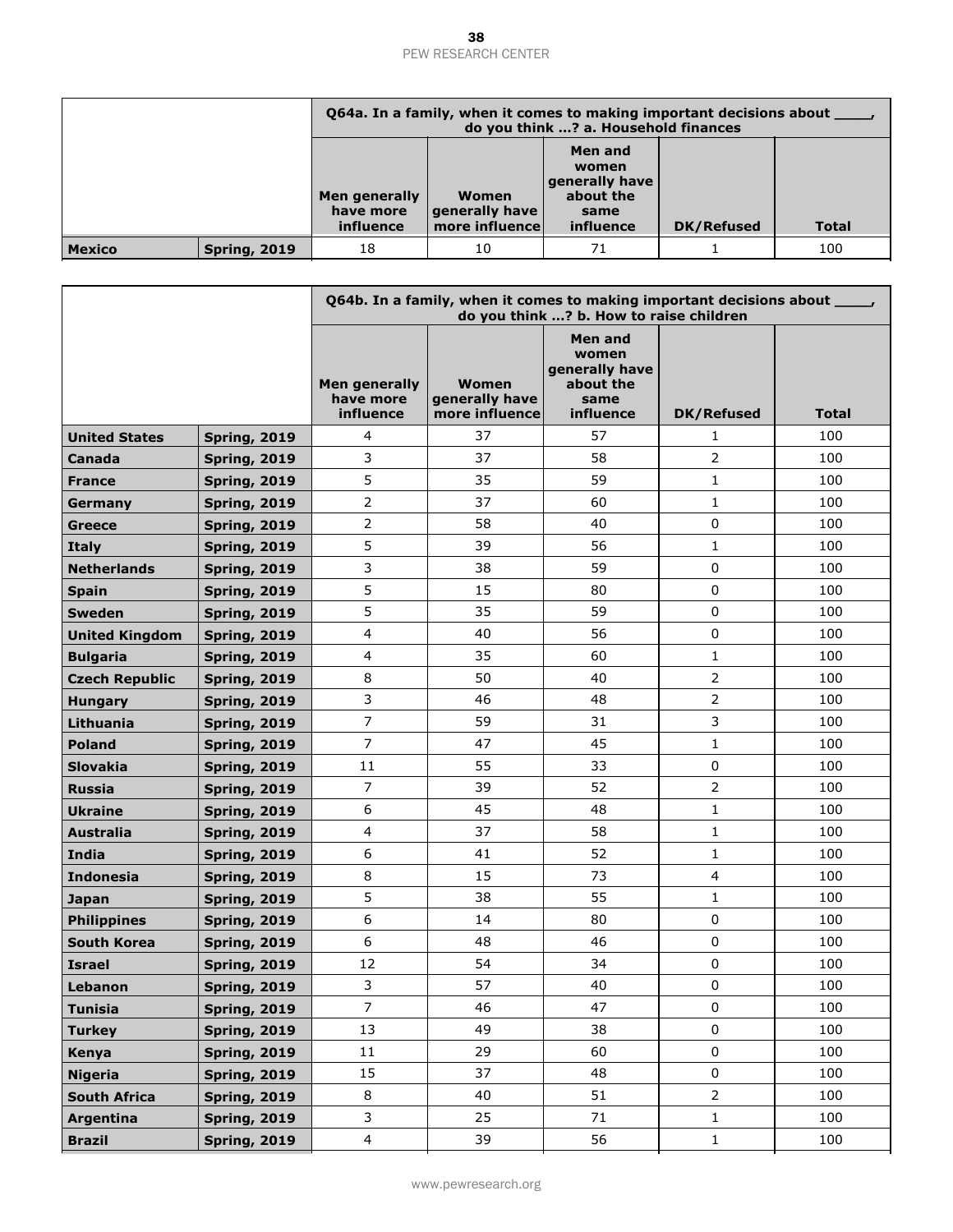| | | Q64a. In a family, when it comes to making important decisions about ____, do you think ...? a. Household finances | | | | |
|---|---|---|---|---|---|---|
| | | Men generally have more influence | Women generally have more influence | Men and women generally have about the same influence | DK/Refused | Total |
| **Mexico** | **Spring, 2019** | 18 | 10 | 71 | 1 | 100 |

| | | Q64b. In a family, when it comes to making important decisions about ____, do you think ...? b. How to raise children | | | | |
|---|---|---|---|---|---|---|
| | | Men generally have more influence | Women generally have more influence | Men and women generally have about the same influence | DK/Refused | Total |
| **United States** | **Spring, 2019** | 4 | 37 | 57 | 1 | 100 |
| **Canada** | **Spring, 2019** | 3 | 37 | 58 | 2 | 100 |
| **France** | **Spring, 2019** | 5 | 35 | 59 | 1 | 100 |
| **Germany** | **Spring, 2019** | 2 | 37 | 60 | 1 | 100 |
| **Greece** | **Spring, 2019** | 2 | 58 | 40 | 0 | 100 |
| **Italy** | **Spring, 2019** | 5 | 39 | 56 | 1 | 100 |
| **Netherlands** | **Spring, 2019** | 3 | 38 | 59 | 0 | 100 |
| **Spain** | **Spring, 2019** | 5 | 15 | 80 | 0 | 100 |
| **Sweden** | **Spring, 2019** | 5 | 35 | 59 | 0 | 100 |
| **United Kingdom** | **Spring, 2019** | 4 | 40 | 56 | 0 | 100 |
| **Bulgaria** | **Spring, 2019** | 4 | 35 | 60 | 1 | 100 |
| **Czech Republic** | **Spring, 2019** | 8 | 50 | 40 | 2 | 100 |
| **Hungary** | **Spring, 2019** | 3 | 46 | 48 | 2 | 100 |
| **Lithuania** | **Spring, 2019** | 7 | 59 | 31 | 3 | 100 |
| **Poland** | **Spring, 2019** | 7 | 47 | 45 | 1 | 100 |
| **Slovakia** | **Spring, 2019** | 11 | 55 | 33 | 0 | 100 |
| **Russia** | **Spring, 2019** | 7 | 39 | 52 | 2 | 100 |
| **Ukraine** | **Spring, 2019** | 6 | 45 | 48 | 1 | 100 |
| **Australia** | **Spring, 2019** | 4 | 37 | 58 | 1 | 100 |
| **India** | **Spring, 2019** | 6 | 41 | 52 | 1 | 100 |
| **Indonesia** | **Spring, 2019** | 8 | 15 | 73 | 4 | 100 |
| **Japan** | **Spring, 2019** | 5 | 38 | 55 | 1 | 100 |
| **Philippines** | **Spring, 2019** | 6 | 14 | 80 | 0 | 100 |
| **South Korea** | **Spring, 2019** | 6 | 48 | 46 | 0 | 100 |
| **Israel** | **Spring, 2019** | 12 | 54 | 34 | 0 | 100 |
| **Lebanon** | **Spring, 2019** | 3 | 57 | 40 | 0 | 100 |
| **Tunisia** | **Spring, 2019** | 7 | 46 | 47 | 0 | 100 |
| **Turkey** | **Spring, 2019** | 13 | 49 | 38 | 0 | 100 |
| **Kenya** | **Spring, 2019** | 11 | 29 | 60 | 0 | 100 |
| **Nigeria** | **Spring, 2019** | 15 | 37 | 48 | 0 | 100 |
| **South Africa** | **Spring, 2019** | 8 | 40 | 51 | 2 | 100 |
| **Argentina** | **Spring, 2019** | 3 | 25 | 71 | 1 | 100 |
| **Brazil** | **Spring, 2019** | 4 | 39 | 56 | 1 | 100 |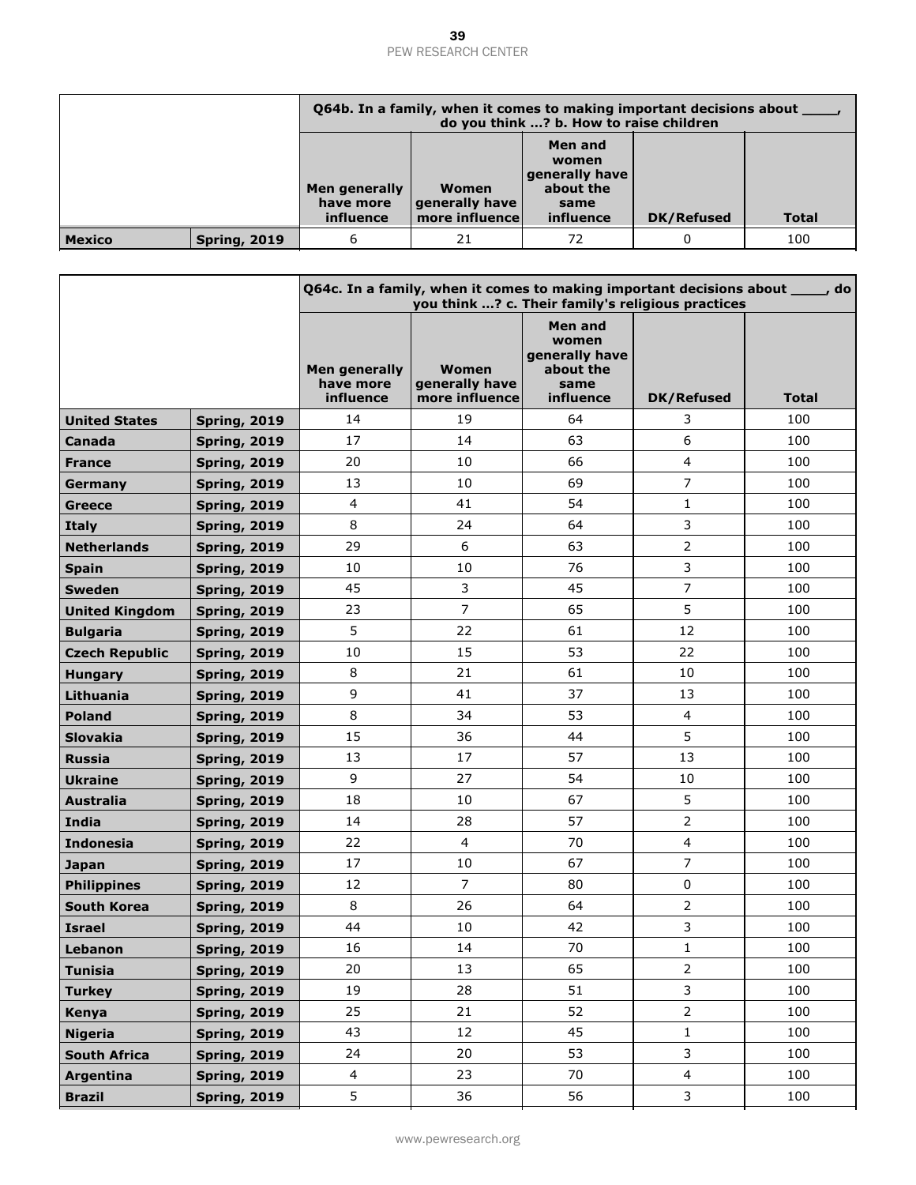| | | Q64b. In a family, when it comes to making important decisions about ____, do you think ...? b. How to raise children | | | | |
|---|---|---|---|---|---|---|
| | | Men generally have more influence | Women generally have more influence | Men and women generally have about the same influence | DK/Refused | Total |
| **Mexico** | **Spring, 2019** | 6 | 21 | 72 | 0 | 100 |

| | | Q64c. In a family, when it comes to making important decisions about ____, do you think ...? c. Their family's religious practices | | | | |
|---|---|---|---|---|---|---|
| | | Men generally have more influence | Women generally have more influence | Men and women generally have about the same influence | DK/Refused | Total |
| **United States** | **Spring, 2019** | 14 | 19 | 64 | 3 | 100 |
| **Canada** | **Spring, 2019** | 17 | 14 | 63 | 6 | 100 |
| **France** | **Spring, 2019** | 20 | 10 | 66 | 4 | 100 |
| **Germany** | **Spring, 2019** | 13 | 10 | 69 | 7 | 100 |
| **Greece** | **Spring, 2019** | 4 | 41 | 54 | 1 | 100 |
| **Italy** | **Spring, 2019** | 8 | 24 | 64 | 3 | 100 |
| **Netherlands** | **Spring, 2019** | 29 | 6 | 63 | 2 | 100 |
| **Spain** | **Spring, 2019** | 10 | 10 | 76 | 3 | 100 |
| **Sweden** | **Spring, 2019** | 45 | 3 | 45 | 7 | 100 |
| **United Kingdom** | **Spring, 2019** | 23 | 7 | 65 | 5 | 100 |
| **Bulgaria** | **Spring, 2019** | 5 | 22 | 61 | 12 | 100 |
| **Czech Republic** | **Spring, 2019** | 10 | 15 | 53 | 22 | 100 |
| **Hungary** | **Spring, 2019** | 8 | 21 | 61 | 10 | 100 |
| **Lithuania** | **Spring, 2019** | 9 | 41 | 37 | 13 | 100 |
| **Poland** | **Spring, 2019** | 8 | 34 | 53 | 4 | 100 |
| **Slovakia** | **Spring, 2019** | 15 | 36 | 44 | 5 | 100 |
| **Russia** | **Spring, 2019** | 13 | 17 | 57 | 13 | 100 |
| **Ukraine** | **Spring, 2019** | 9 | 27 | 54 | 10 | 100 |
| **Australia** | **Spring, 2019** | 18 | 10 | 67 | 5 | 100 |
| **India** | **Spring, 2019** | 14 | 28 | 57 | 2 | 100 |
| **Indonesia** | **Spring, 2019** | 22 | 4 | 70 | 4 | 100 |
| **Japan** | **Spring, 2019** | 17 | 10 | 67 | 7 | 100 |
| **Philippines** | **Spring, 2019** | 12 | 7 | 80 | 0 | 100 |
| **South Korea** | **Spring, 2019** | 8 | 26 | 64 | 2 | 100 |
| **Israel** | **Spring, 2019** | 44 | 10 | 42 | 3 | 100 |
| **Lebanon** | **Spring, 2019** | 16 | 14 | 70 | 1 | 100 |
| **Tunisia** | **Spring, 2019** | 20 | 13 | 65 | 2 | 100 |
| **Turkey** | **Spring, 2019** | 19 | 28 | 51 | 3 | 100 |
| **Kenya** | **Spring, 2019** | 25 | 21 | 52 | 2 | 100 |
| **Nigeria** | **Spring, 2019** | 43 | 12 | 45 | 1 | 100 |
| **South Africa** | **Spring, 2019** | 24 | 20 | 53 | 3 | 100 |
| **Argentina** | **Spring, 2019** | 4 | 23 | 70 | 4 | 100 |
| **Brazil** | **Spring, 2019** | 5 | 36 | 56 | 3 | 100 |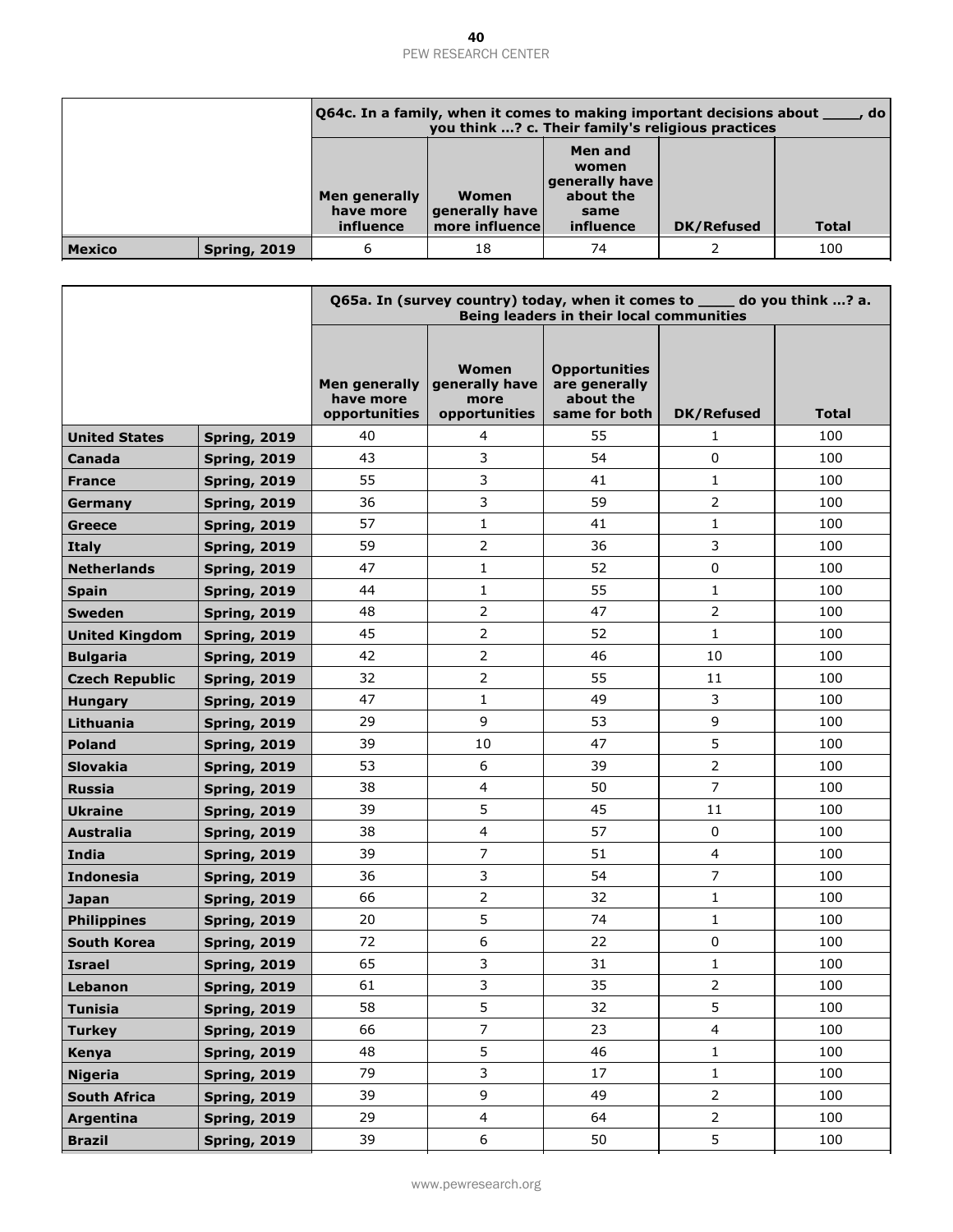| | | Q64c. In a family, when it comes to making important decisions about ____, do you think ...? c. Their family's religious practices | | | | |
|---|---|---|---|---|---|---|
| | | Men generally have more influence | Women generally have more influence | Men and women generally have about the same influence | DK/Refused | Total |
| **Mexico** | **Spring, 2019** | 6 | 18 | 74 | 2 | 100 |

| | | Q65a. In (survey country) today, when it comes to ____ do you think ...? a. Being leaders in their local communities | | | | |
|---|---|---|---|---|---|---|
| | | Men generally have more opportunities | Women generally have more opportunities | Opportunities are generally about the same for both | DK/Refused | Total |
| **United States** | **Spring, 2019** | 40 | 4 | 55 | 1 | 100 |
| **Canada** | **Spring, 2019** | 43 | 3 | 54 | 0 | 100 |
| **France** | **Spring, 2019** | 55 | 3 | 41 | 1 | 100 |
| **Germany** | **Spring, 2019** | 36 | 3 | 59 | 2 | 100 |
| **Greece** | **Spring, 2019** | 57 | 1 | 41 | 1 | 100 |
| **Italy** | **Spring, 2019** | 59 | 2 | 36 | 3 | 100 |
| **Netherlands** | **Spring, 2019** | 47 | 1 | 52 | 0 | 100 |
| **Spain** | **Spring, 2019** | 44 | 1 | 55 | 1 | 100 |
| **Sweden** | **Spring, 2019** | 48 | 2 | 47 | 2 | 100 |
| **United Kingdom** | **Spring, 2019** | 45 | 2 | 52 | 1 | 100 |
| **Bulgaria** | **Spring, 2019** | 42 | 2 | 46 | 10 | 100 |
| **Czech Republic** | **Spring, 2019** | 32 | 2 | 55 | 11 | 100 |
| **Hungary** | **Spring, 2019** | 47 | 1 | 49 | 3 | 100 |
| **Lithuania** | **Spring, 2019** | 29 | 9 | 53 | 9 | 100 |
| **Poland** | **Spring, 2019** | 39 | 10 | 47 | 5 | 100 |
| **Slovakia** | **Spring, 2019** | 53 | 6 | 39 | 2 | 100 |
| **Russia** | **Spring, 2019** | 38 | 4 | 50 | 7 | 100 |
| **Ukraine** | **Spring, 2019** | 39 | 5 | 45 | 11 | 100 |
| **Australia** | **Spring, 2019** | 38 | 4 | 57 | 0 | 100 |
| **India** | **Spring, 2019** | 39 | 7 | 51 | 4 | 100 |
| **Indonesia** | **Spring, 2019** | 36 | 3 | 54 | 7 | 100 |
| **Japan** | **Spring, 2019** | 66 | 2 | 32 | 1 | 100 |
| **Philippines** | **Spring, 2019** | 20 | 5 | 74 | 1 | 100 |
| **South Korea** | **Spring, 2019** | 72 | 6 | 22 | 0 | 100 |
| **Israel** | **Spring, 2019** | 65 | 3 | 31 | 1 | 100 |
| **Lebanon** | **Spring, 2019** | 61 | 3 | 35 | 2 | 100 |
| **Tunisia** | **Spring, 2019** | 58 | 5 | 32 | 5 | 100 |
| **Turkey** | **Spring, 2019** | 66 | 7 | 23 | 4 | 100 |
| **Kenya** | **Spring, 2019** | 48 | 5 | 46 | 1 | 100 |
| **Nigeria** | **Spring, 2019** | 79 | 3 | 17 | 1 | 100 |
| **South Africa** | **Spring, 2019** | 39 | 9 | 49 | 2 | 100 |
| **Argentina** | **Spring, 2019** | 29 | 4 | 64 | 2 | 100 |
| **Brazil** | **Spring, 2019** | 39 | 6 | 50 | 5 | 100 |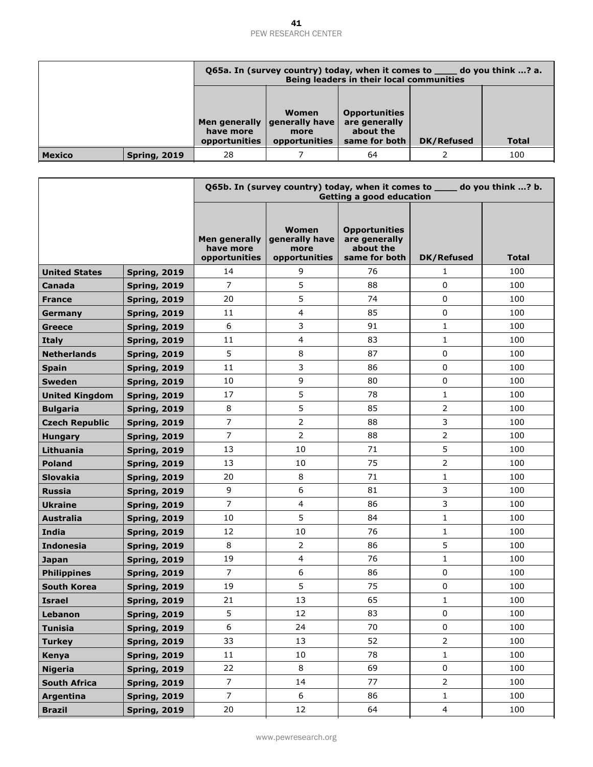| | | Q65a. In (survey country) today, when it comes to ____ do you think …? a. Being leaders in their local communities | | | | |
|---|---|---|---|---|---|---|
| | | Men generally have more opportunities | Women generally have more opportunities | Opportunities are generally about the same for both | DK/Refused | Total |
| **Mexico** | **Spring, 2019** | 28 | 7 | 64 | 2 | 100 |

| | | Q65b. In (survey country) today, when it comes to ____ do you think …? b. Getting a good education | | | | |
|---|---|---|---|---|---|---|
| | | Men generally have more opportunities | Women generally have more opportunities | Opportunities are generally about the same for both | DK/Refused | Total |
| **United States** | **Spring, 2019** | 14 | 9 | 76 | 1 | 100 |
| **Canada** | **Spring, 2019** | 7 | 5 | 88 | 0 | 100 |
| **France** | **Spring, 2019** | 20 | 5 | 74 | 0 | 100 |
| **Germany** | **Spring, 2019** | 11 | 4 | 85 | 0 | 100 |
| **Greece** | **Spring, 2019** | 6 | 3 | 91 | 1 | 100 |
| **Italy** | **Spring, 2019** | 11 | 4 | 83 | 1 | 100 |
| **Netherlands** | **Spring, 2019** | 5 | 8 | 87 | 0 | 100 |
| **Spain** | **Spring, 2019** | 11 | 3 | 86 | 0 | 100 |
| **Sweden** | **Spring, 2019** | 10 | 9 | 80 | 0 | 100 |
| **United Kingdom** | **Spring, 2019** | 17 | 5 | 78 | 1 | 100 |
| **Bulgaria** | **Spring, 2019** | 8 | 5 | 85 | 2 | 100 |
| **Czech Republic** | **Spring, 2019** | 7 | 2 | 88 | 3 | 100 |
| **Hungary** | **Spring, 2019** | 7 | 2 | 88 | 2 | 100 |
| **Lithuania** | **Spring, 2019** | 13 | 10 | 71 | 5 | 100 |
| **Poland** | **Spring, 2019** | 13 | 10 | 75 | 2 | 100 |
| **Slovakia** | **Spring, 2019** | 20 | 8 | 71 | 1 | 100 |
| **Russia** | **Spring, 2019** | 9 | 6 | 81 | 3 | 100 |
| **Ukraine** | **Spring, 2019** | 7 | 4 | 86 | 3 | 100 |
| **Australia** | **Spring, 2019** | 10 | 5 | 84 | 1 | 100 |
| **India** | **Spring, 2019** | 12 | 10 | 76 | 1 | 100 |
| **Indonesia** | **Spring, 2019** | 8 | 2 | 86 | 5 | 100 |
| **Japan** | **Spring, 2019** | 19 | 4 | 76 | 1 | 100 |
| **Philippines** | **Spring, 2019** | 7 | 6 | 86 | 0 | 100 |
| **South Korea** | **Spring, 2019** | 19 | 5 | 75 | 0 | 100 |
| **Israel** | **Spring, 2019** | 21 | 13 | 65 | 1 | 100 |
| **Lebanon** | **Spring, 2019** | 5 | 12 | 83 | 0 | 100 |
| **Tunisia** | **Spring, 2019** | 6 | 24 | 70 | 0 | 100 |
| **Turkey** | **Spring, 2019** | 33 | 13 | 52 | 2 | 100 |
| **Kenya** | **Spring, 2019** | 11 | 10 | 78 | 1 | 100 |
| **Nigeria** | **Spring, 2019** | 22 | 8 | 69 | 0 | 100 |
| **South Africa** | **Spring, 2019** | 7 | 14 | 77 | 2 | 100 |
| **Argentina** | **Spring, 2019** | 7 | 6 | 86 | 1 | 100 |
| **Brazil** | **Spring, 2019** | 20 | 12 | 64 | 4 | 100 |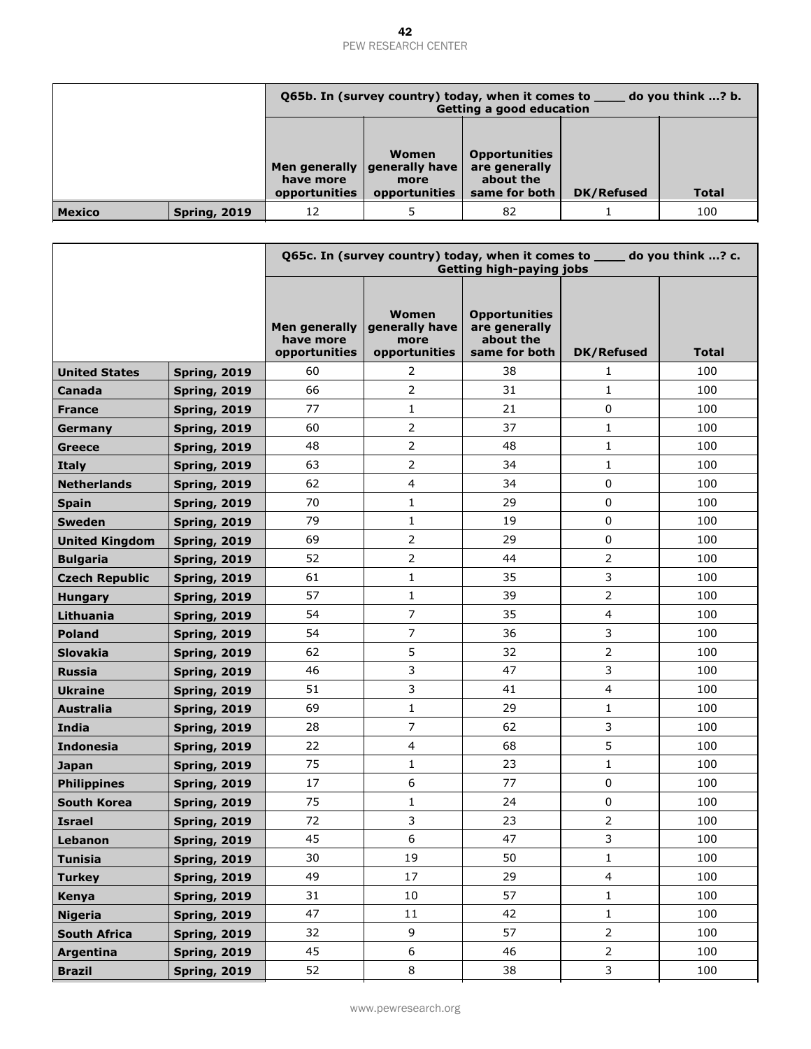| | | Q65b. In (survey country) today, when it comes to ____ do you think ...? b. Getting a good education | | | | |
|---|---|---|---|---|---|---|
| | | Men generally have more opportunities | Women generally have more opportunities | Opportunities are generally about the same for both | DK/Refused | Total |
| **Mexico** | **Spring, 2019** | 12 | 5 | 82 | 1 | 100 |

| | | Q65c. In (survey country) today, when it comes to ____ do you think ...? c. Getting high-paying jobs | | | | |
|---|---|---|---|---|---|---|
| | | Men generally have more opportunities | Women generally have more opportunities | Opportunities are generally about the same for both | DK/Refused | Total |
| **United States** | **Spring, 2019** | 60 | 2 | 38 | 1 | 100 |
| **Canada** | **Spring, 2019** | 66 | 2 | 31 | 1 | 100 |
| **France** | **Spring, 2019** | 77 | 1 | 21 | 0 | 100 |
| **Germany** | **Spring, 2019** | 60 | 2 | 37 | 1 | 100 |
| **Greece** | **Spring, 2019** | 48 | 2 | 48 | 1 | 100 |
| **Italy** | **Spring, 2019** | 63 | 2 | 34 | 1 | 100 |
| **Netherlands** | **Spring, 2019** | 62 | 4 | 34 | 0 | 100 |
| **Spain** | **Spring, 2019** | 70 | 1 | 29 | 0 | 100 |
| **Sweden** | **Spring, 2019** | 79 | 1 | 19 | 0 | 100 |
| **United Kingdom** | **Spring, 2019** | 69 | 2 | 29 | 0 | 100 |
| **Bulgaria** | **Spring, 2019** | 52 | 2 | 44 | 2 | 100 |
| **Czech Republic** | **Spring, 2019** | 61 | 1 | 35 | 3 | 100 |
| **Hungary** | **Spring, 2019** | 57 | 1 | 39 | 2 | 100 |
| **Lithuania** | **Spring, 2019** | 54 | 7 | 35 | 4 | 100 |
| **Poland** | **Spring, 2019** | 54 | 7 | 36 | 3 | 100 |
| **Slovakia** | **Spring, 2019** | 62 | 5 | 32 | 2 | 100 |
| **Russia** | **Spring, 2019** | 46 | 3 | 47 | 3 | 100 |
| **Ukraine** | **Spring, 2019** | 51 | 3 | 41 | 4 | 100 |
| **Australia** | **Spring, 2019** | 69 | 1 | 29 | 1 | 100 |
| **India** | **Spring, 2019** | 28 | 7 | 62 | 3 | 100 |
| **Indonesia** | **Spring, 2019** | 22 | 4 | 68 | 5 | 100 |
| **Japan** | **Spring, 2019** | 75 | 1 | 23 | 1 | 100 |
| **Philippines** | **Spring, 2019** | 17 | 6 | 77 | 0 | 100 |
| **South Korea** | **Spring, 2019** | 75 | 1 | 24 | 0 | 100 |
| **Israel** | **Spring, 2019** | 72 | 3 | 23 | 2 | 100 |
| **Lebanon** | **Spring, 2019** | 45 | 6 | 47 | 3 | 100 |
| **Tunisia** | **Spring, 2019** | 30 | 19 | 50 | 1 | 100 |
| **Turkey** | **Spring, 2019** | 49 | 17 | 29 | 4 | 100 |
| **Kenya** | **Spring, 2019** | 31 | 10 | 57 | 1 | 100 |
| **Nigeria** | **Spring, 2019** | 47 | 11 | 42 | 1 | 100 |
| **South Africa** | **Spring, 2019** | 32 | 9 | 57 | 2 | 100 |
| **Argentina** | **Spring, 2019** | 45 | 6 | 46 | 2 | 100 |
| **Brazil** | **Spring, 2019** | 52 | 8 | 38 | 3 | 100 |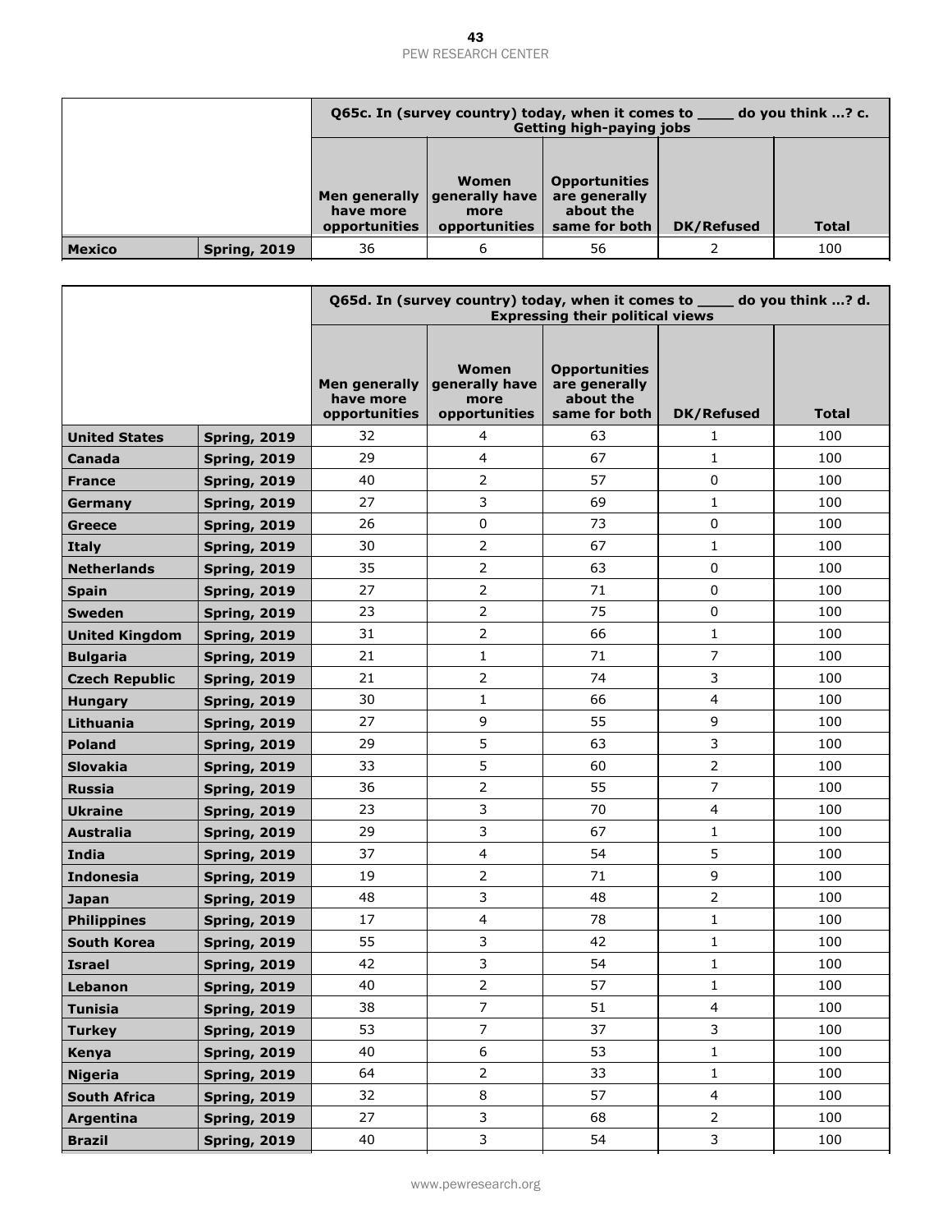| | | Q65c. In (survey country) today, when it comes to ____ do you think ...? c. Getting high-paying jobs | | | | |
|---|---|---|---|---|---|---|
| | | Men generally have more opportunities | Women generally have more opportunities | Opportunities are generally about the same for both | DK/Refused | Total |
| **Mexico** | **Spring, 2019** | 36 | 6 | 56 | 2 | 100 |

| | | Q65d. In (survey country) today, when it comes to ____ do you think ...? d. Expressing their political views | | | | |
|---|---|---|---|---|---|---|
| | | Men generally have more opportunities | Women generally have more opportunities | Opportunities are generally about the same for both | DK/Refused | Total |
| **United States** | **Spring, 2019** | 32 | 4 | 63 | 1 | 100 |
| **Canada** | **Spring, 2019** | 29 | 4 | 67 | 1 | 100 |
| **France** | **Spring, 2019** | 40 | 2 | 57 | 0 | 100 |
| **Germany** | **Spring, 2019** | 27 | 3 | 69 | 1 | 100 |
| **Greece** | **Spring, 2019** | 26 | 0 | 73 | 0 | 100 |
| **Italy** | **Spring, 2019** | 30 | 2 | 67 | 1 | 100 |
| **Netherlands** | **Spring, 2019** | 35 | 2 | 63 | 0 | 100 |
| **Spain** | **Spring, 2019** | 27 | 2 | 71 | 0 | 100 |
| **Sweden** | **Spring, 2019** | 23 | 2 | 75 | 0 | 100 |
| **United Kingdom** | **Spring, 2019** | 31 | 2 | 66 | 1 | 100 |
| **Bulgaria** | **Spring, 2019** | 21 | 1 | 71 | 7 | 100 |
| **Czech Republic** | **Spring, 2019** | 21 | 2 | 74 | 3 | 100 |
| **Hungary** | **Spring, 2019** | 30 | 1 | 66 | 4 | 100 |
| **Lithuania** | **Spring, 2019** | 27 | 9 | 55 | 9 | 100 |
| **Poland** | **Spring, 2019** | 29 | 5 | 63 | 3 | 100 |
| **Slovakia** | **Spring, 2019** | 33 | 5 | 60 | 2 | 100 |
| **Russia** | **Spring, 2019** | 36 | 2 | 55 | 7 | 100 |
| **Ukraine** | **Spring, 2019** | 23 | 3 | 70 | 4 | 100 |
| **Australia** | **Spring, 2019** | 29 | 3 | 67 | 1 | 100 |
| **India** | **Spring, 2019** | 37 | 4 | 54 | 5 | 100 |
| **Indonesia** | **Spring, 2019** | 19 | 2 | 71 | 9 | 100 |
| **Japan** | **Spring, 2019** | 48 | 3 | 48 | 2 | 100 |
| **Philippines** | **Spring, 2019** | 17 | 4 | 78 | 1 | 100 |
| **South Korea** | **Spring, 2019** | 55 | 3 | 42 | 1 | 100 |
| **Israel** | **Spring, 2019** | 42 | 3 | 54 | 1 | 100 |
| **Lebanon** | **Spring, 2019** | 40 | 2 | 57 | 1 | 100 |
| **Tunisia** | **Spring, 2019** | 38 | 7 | 51 | 4 | 100 |
| **Turkey** | **Spring, 2019** | 53 | 7 | 37 | 3 | 100 |
| **Kenya** | **Spring, 2019** | 40 | 6 | 53 | 1 | 100 |
| **Nigeria** | **Spring, 2019** | 64 | 2 | 33 | 1 | 100 |
| **South Africa** | **Spring, 2019** | 32 | 8 | 57 | 4 | 100 |
| **Argentina** | **Spring, 2019** | 27 | 3 | 68 | 2 | 100 |
| **Brazil** | **Spring, 2019** | 40 | 3 | 54 | 3 | 100 |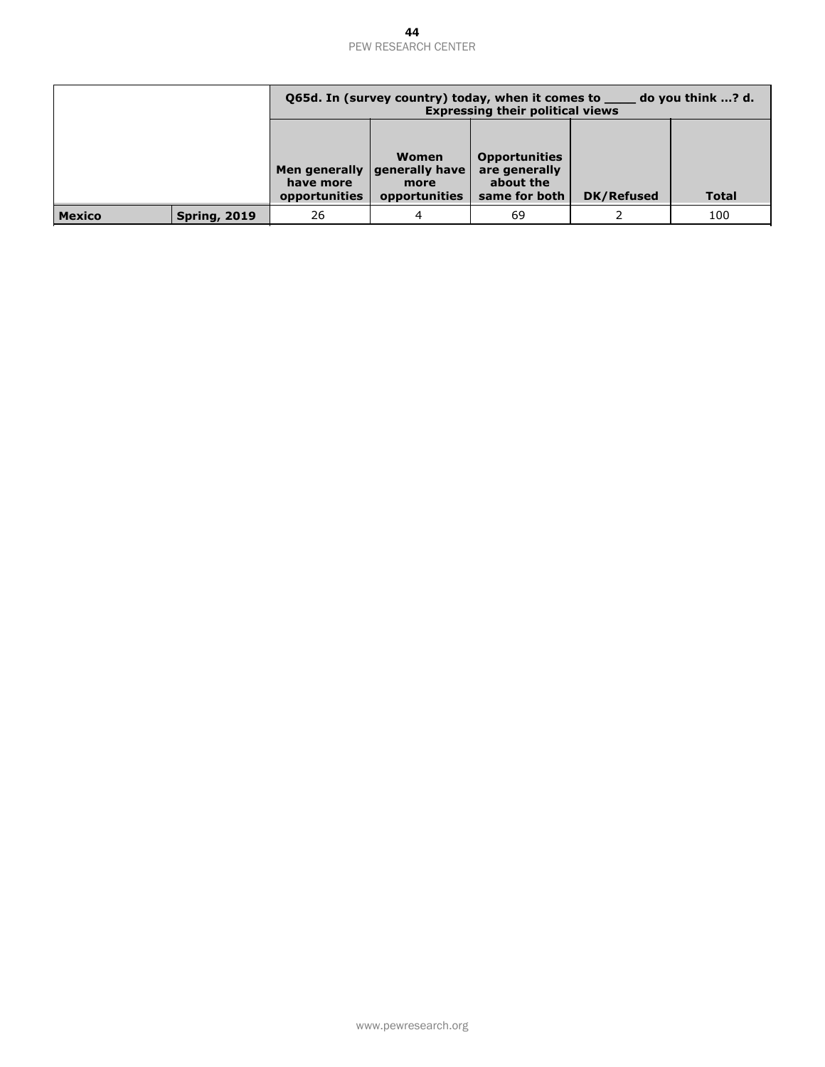| | | Q65d. In (survey country) today, when it comes to ____ do you think ...? d. Expressing their political views | | | | |
|---|---|---|---|---|---|---|
| | | Men generally have more opportunities | Women generally have more opportunities | Opportunities are generally about the same for both | DK/Refused | Total |
| **Mexico** | **Spring, 2019** | 26 | 4 | 69 | 2 | 100 |